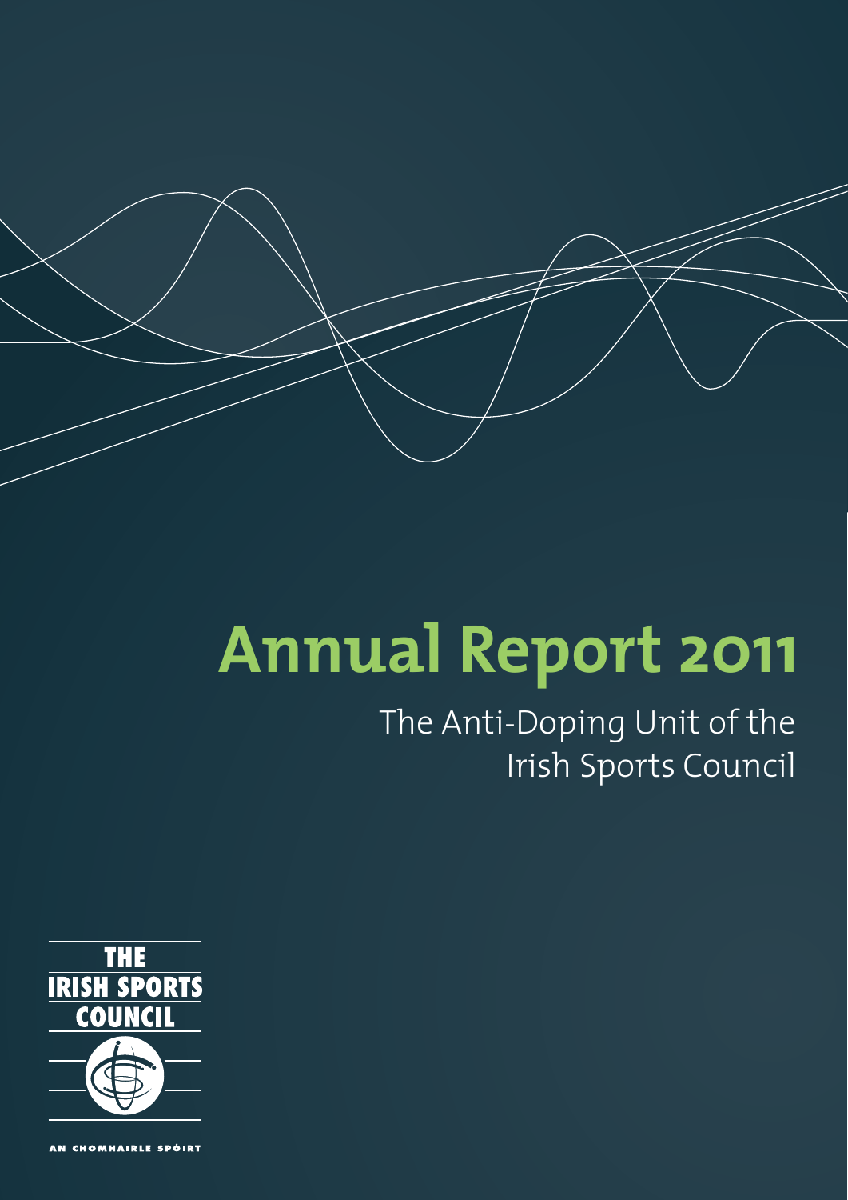# Annual Report 2011

## The Anti-Doping Unit of the Irish Sports Council

THE IRISH SPORTS COUNCIL

AN CHOMHAIRLE SPÓIRT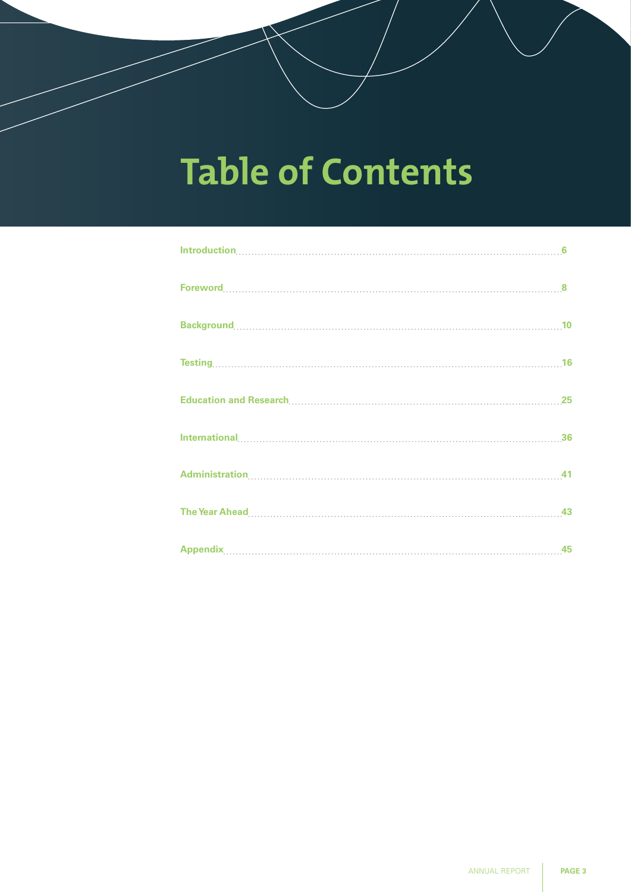# Table of Contents

| Section | Page |
|---|---|
| Introduction | 6 |
| Foreword | 8 |
| Background | 10 |
| Testing | 16 |
| Education and Research | 25 |
| International | 36 |
| Administration | 41 |
| The Year Ahead | 43 |
| Appendix | 45 |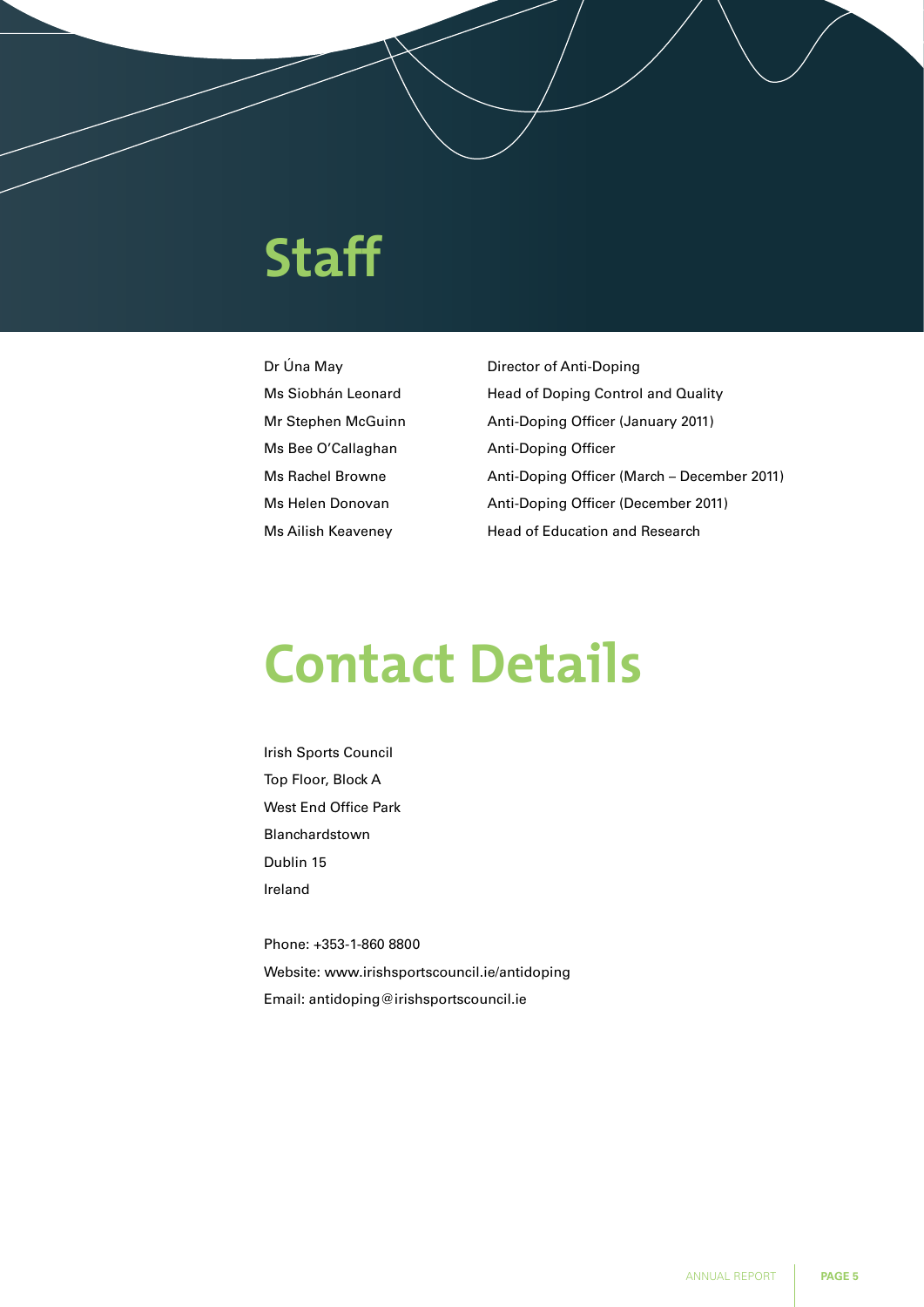# Staff

| | |
|---|---|
| Dr Úna May | Director of Anti-Doping |
| Ms Siobhán Leonard | Head of Doping Control and Quality |
| Mr Stephen McGuinn | Anti-Doping Officer (January 2011) |
| Ms Bee O'Callaghan | Anti-Doping Officer |
| Ms Rachel Browne | Anti-Doping Officer (March – December 2011) |
| Ms Helen Donovan | Anti-Doping Officer (December 2011) |
| Ms Ailish Keaveney | Head of Education and Research |

# Contact Details

Irish Sports Council
Top Floor, Block A
West End Office Park
Blanchardstown
Dublin 15
Ireland

Phone: +353-1-860 8800
Website: www.irishsportscouncil.ie/antidoping
Email: antidoping@irishsportscouncil.ie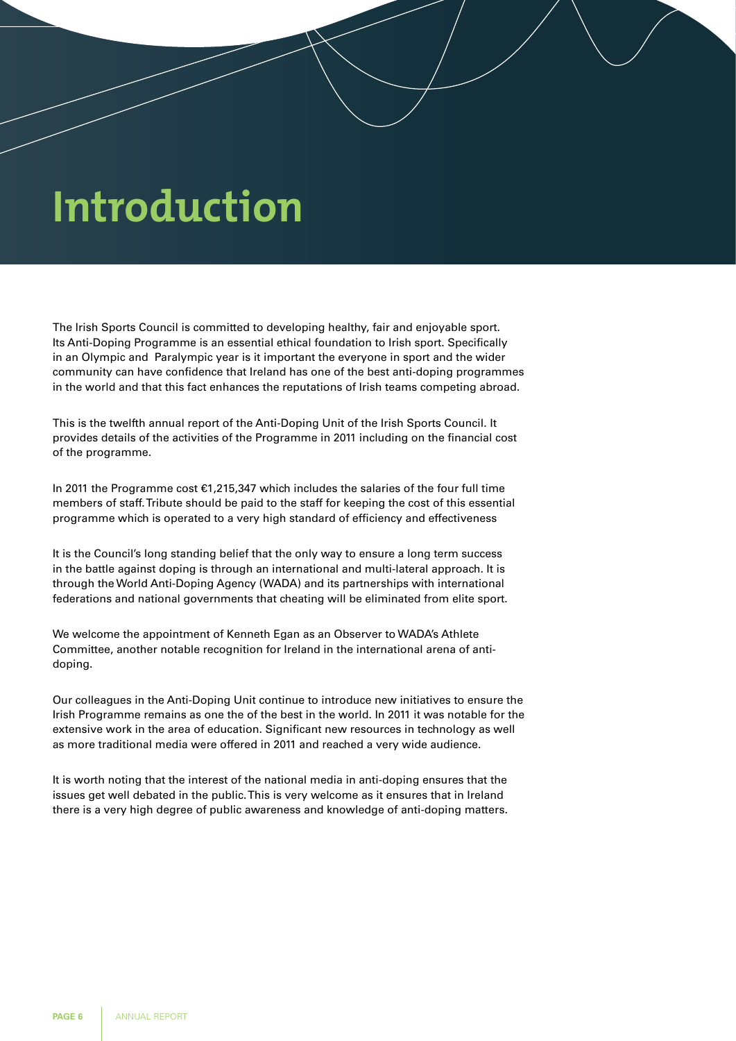# Introduction

The Irish Sports Council is committed to developing healthy, fair and enjoyable sport. Its Anti-Doping Programme is an essential ethical foundation to Irish sport. Specifically in an Olympic and Paralympic year is it important the everyone in sport and the wider community can have confidence that Ireland has one of the best anti-doping programmes in the world and that this fact enhances the reputations of Irish teams competing abroad.

This is the twelfth annual report of the Anti-Doping Unit of the Irish Sports Council. It provides details of the activities of the Programme in 2011 including on the financial cost of the programme.

In 2011 the Programme cost €1,215,347 which includes the salaries of the four full time members of staff. Tribute should be paid to the staff for keeping the cost of this essential programme which is operated to a very high standard of efficiency and effectiveness

It is the Council's long standing belief that the only way to ensure a long term success in the battle against doping is through an international and multi-lateral approach. It is through the World Anti-Doping Agency (WADA) and its partnerships with international federations and national governments that cheating will be eliminated from elite sport.

We welcome the appointment of Kenneth Egan as an Observer to WADA's Athlete Committee, another notable recognition for Ireland in the international arena of anti-doping.

Our colleagues in the Anti-Doping Unit continue to introduce new initiatives to ensure the Irish Programme remains as one the of the best in the world. In 2011 it was notable for the extensive work in the area of education. Significant new resources in technology as well as more traditional media were offered in 2011 and reached a very wide audience.

It is worth noting that the interest of the national media in anti-doping ensures that the issues get well debated in the public. This is very welcome as it ensures that in Ireland there is a very high degree of public awareness and knowledge of anti-doping matters.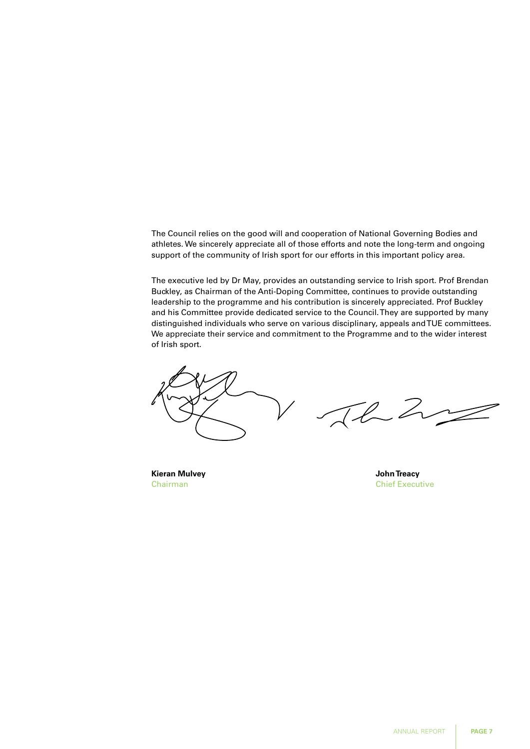The Council relies on the good will and cooperation of National Governing Bodies and athletes. We sincerely appreciate all of those efforts and note the long-term and ongoing support of the community of Irish sport for our efforts in this important policy area.

The executive led by Dr May, provides an outstanding service to Irish sport. Prof Brendan Buckley, as Chairman of the Anti-Doping Committee, continues to provide outstanding leadership to the programme and his contribution is sincerely appreciated. Prof Buckley and his Committee provide dedicated service to the Council. They are supported by many distinguished individuals who serve on various disciplinary, appeals and TUE committees. We appreciate their service and commitment to the Programme and to the wider interest of Irish sport.

**Kieran Mulvey**
Chairman

**John Treacy**
Chief Executive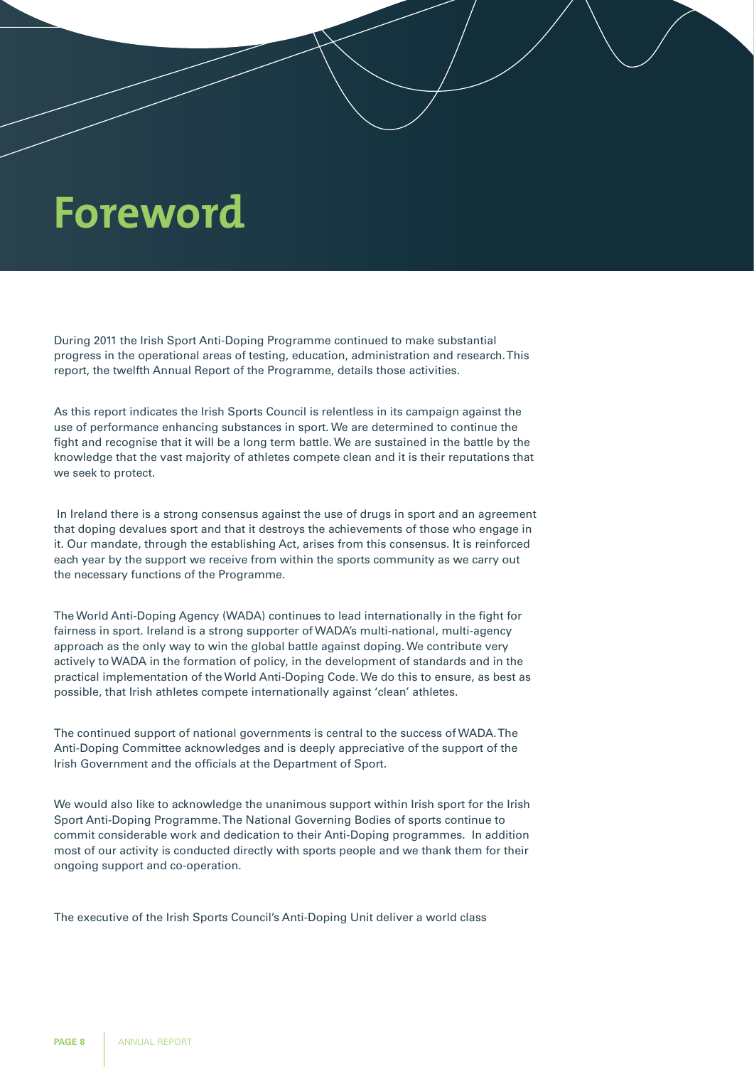# Foreword

During 2011 the Irish Sport Anti-Doping Programme continued to make substantial progress in the operational areas of testing, education, administration and research. This report, the twelfth Annual Report of the Programme, details those activities.

As this report indicates the Irish Sports Council is relentless in its campaign against the use of performance enhancing substances in sport. We are determined to continue the fight and recognise that it will be a long term battle. We are sustained in the battle by the knowledge that the vast majority of athletes compete clean and it is their reputations that we seek to protect.

In Ireland there is a strong consensus against the use of drugs in sport and an agreement that doping devalues sport and that it destroys the achievements of those who engage in it. Our mandate, through the establishing Act, arises from this consensus. It is reinforced each year by the support we receive from within the sports community as we carry out the necessary functions of the Programme.

The World Anti-Doping Agency (WADA) continues to lead internationally in the fight for fairness in sport. Ireland is a strong supporter of WADA's multi-national, multi-agency approach as the only way to win the global battle against doping. We contribute very actively to WADA in the formation of policy, in the development of standards and in the practical implementation of the World Anti-Doping Code. We do this to ensure, as best as possible, that Irish athletes compete internationally against 'clean' athletes.

The continued support of national governments is central to the success of WADA. The Anti-Doping Committee acknowledges and is deeply appreciative of the support of the Irish Government and the officials at the Department of Sport.

We would also like to acknowledge the unanimous support within Irish sport for the Irish Sport Anti-Doping Programme. The National Governing Bodies of sports continue to commit considerable work and dedication to their Anti-Doping programmes. In addition most of our activity is conducted directly with sports people and we thank them for their ongoing support and co-operation.

The executive of the Irish Sports Council's Anti-Doping Unit deliver a world class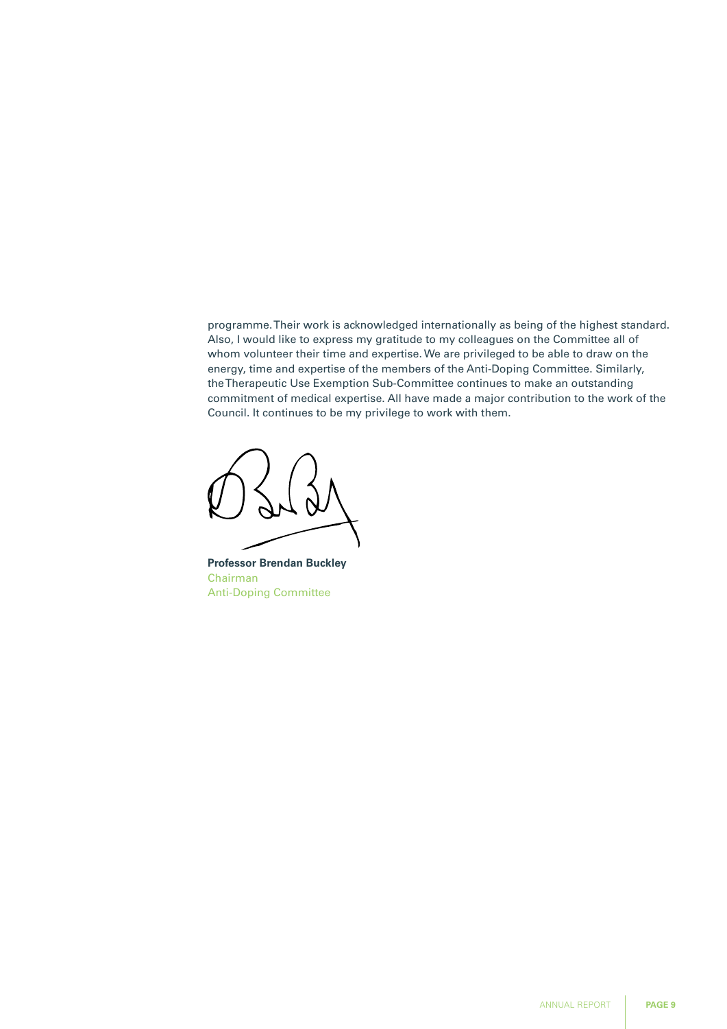programme. Their work is acknowledged internationally as being of the highest standard. Also, I would like to express my gratitude to my colleagues on the Committee all of whom volunteer their time and expertise. We are privileged to be able to draw on the energy, time and expertise of the members of the Anti-Doping Committee. Similarly, the Therapeutic Use Exemption Sub-Committee continues to make an outstanding commitment of medical expertise. All have made a major contribution to the work of the Council. It continues to be my privilege to work with them.

**Professor Brendan Buckley**
Chairman
Anti-Doping Committee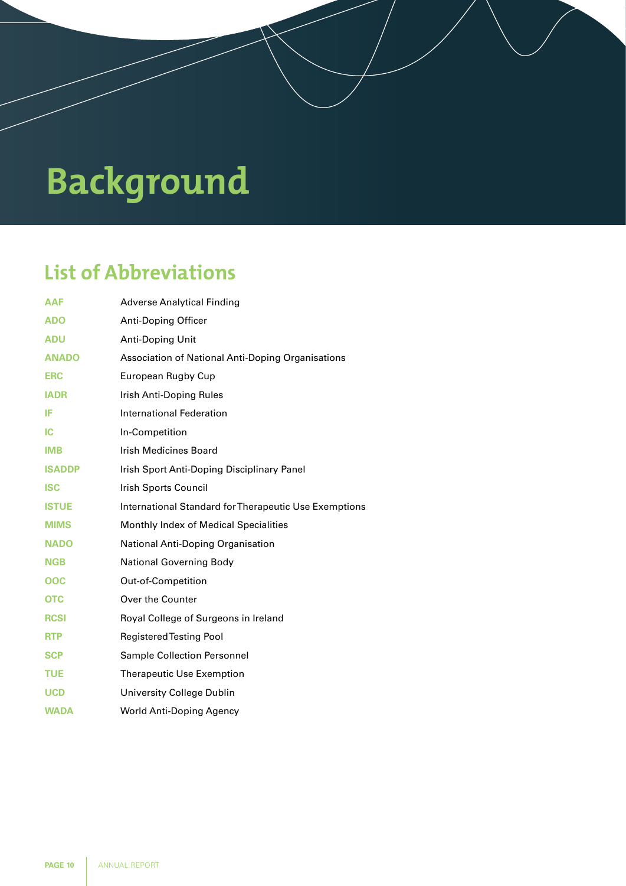# Background

## List of Abbreviations

| | |
|---|---|
| **AAF** | Adverse Analytical Finding |
| **ADO** | Anti-Doping Officer |
| **ADU** | Anti-Doping Unit |
| **ANADO** | Association of National Anti-Doping Organisations |
| **ERC** | European Rugby Cup |
| **IADR** | Irish Anti-Doping Rules |
| **IF** | International Federation |
| **IC** | In-Competition |
| **IMB** | Irish Medicines Board |
| **ISADDP** | Irish Sport Anti-Doping Disciplinary Panel |
| **ISC** | Irish Sports Council |
| **ISTUE** | International Standard for Therapeutic Use Exemptions |
| **MIMS** | Monthly Index of Medical Specialities |
| **NADO** | National Anti-Doping Organisation |
| **NGB** | National Governing Body |
| **OOC** | Out-of-Competition |
| **OTC** | Over the Counter |
| **RCSI** | Royal College of Surgeons in Ireland |
| **RTP** | Registered Testing Pool |
| **SCP** | Sample Collection Personnel |
| **TUE** | Therapeutic Use Exemption |
| **UCD** | University College Dublin |
| **WADA** | World Anti-Doping Agency |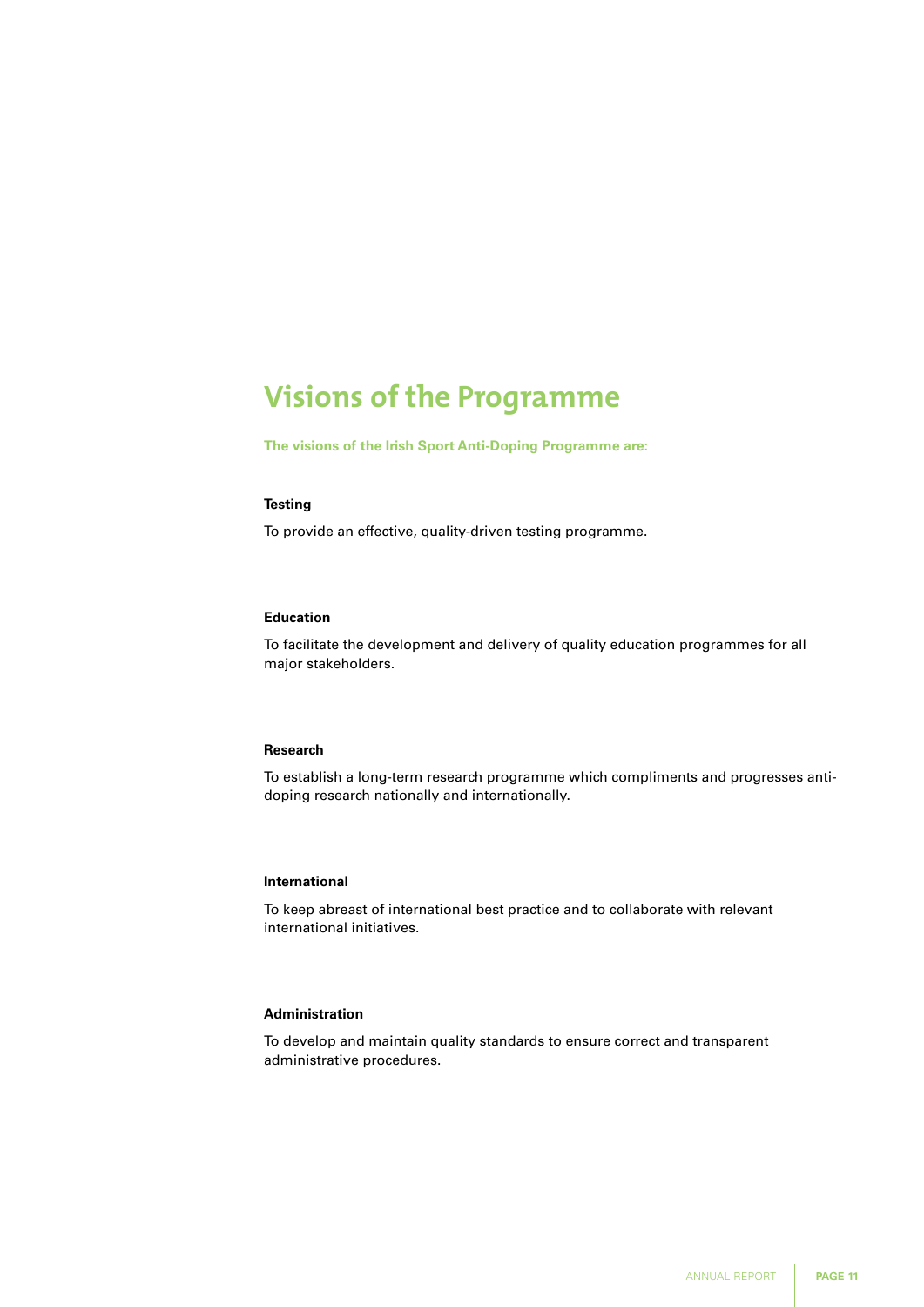# Visions of the Programme

**The visions of the Irish Sport Anti-Doping Programme are:**

**Testing**

To provide an effective, quality-driven testing programme.

**Education**

To facilitate the development and delivery of quality education programmes for all major stakeholders.

**Research**

To establish a long-term research programme which compliments and progresses anti-doping research nationally and internationally.

**International**

To keep abreast of international best practice and to collaborate with relevant international initiatives.

**Administration**

To develop and maintain quality standards to ensure correct and transparent administrative procedures.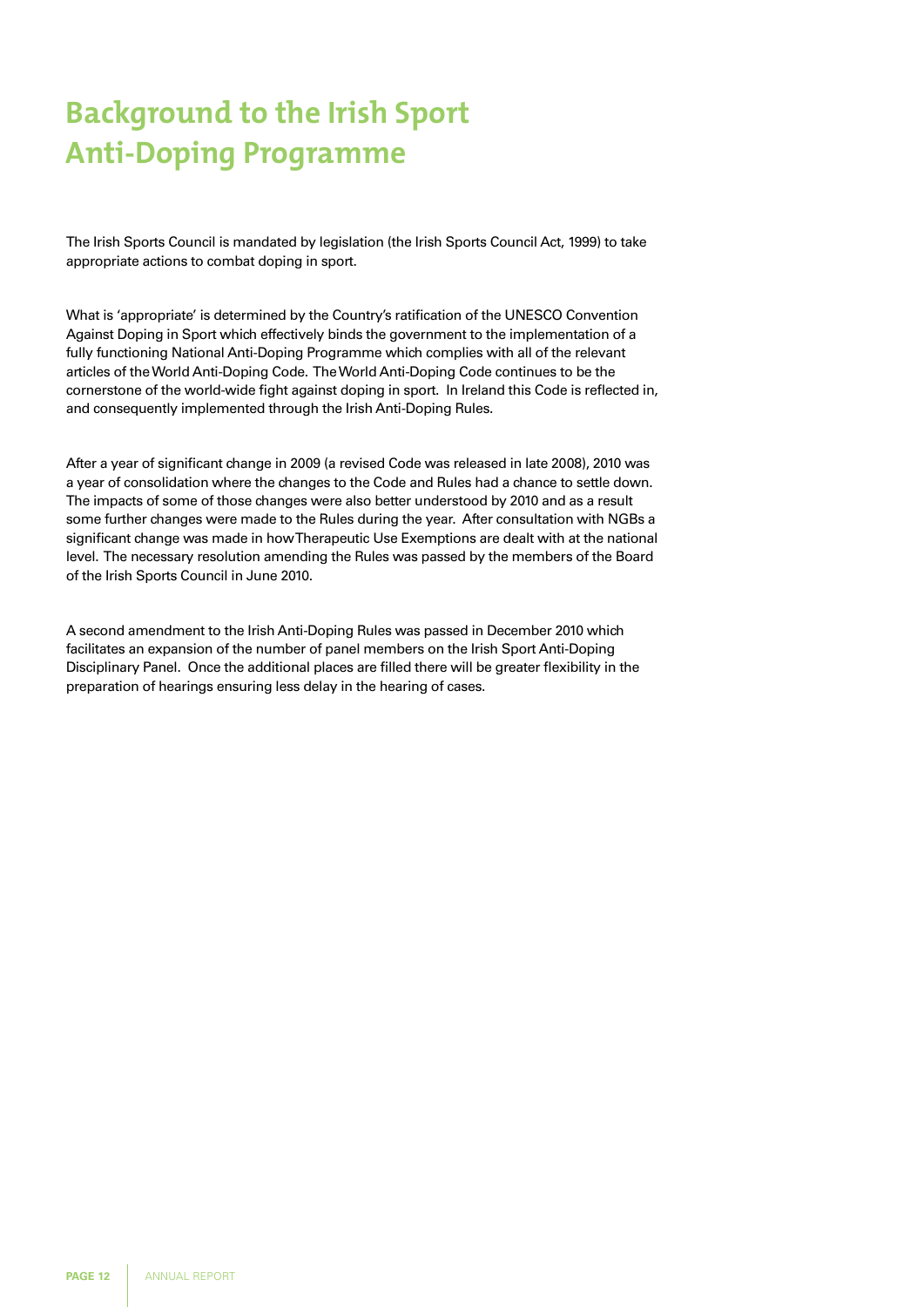# Background to the Irish Sport Anti-Doping Programme

The Irish Sports Council is mandated by legislation (the Irish Sports Council Act, 1999) to take appropriate actions to combat doping in sport.

What is 'appropriate' is determined by the Country's ratification of the UNESCO Convention Against Doping in Sport which effectively binds the government to the implementation of a fully functioning National Anti-Doping Programme which complies with all of the relevant articles of the World Anti-Doping Code. The World Anti-Doping Code continues to be the cornerstone of the world-wide fight against doping in sport. In Ireland this Code is reflected in, and consequently implemented through the Irish Anti-Doping Rules.

After a year of significant change in 2009 (a revised Code was released in late 2008), 2010 was a year of consolidation where the changes to the Code and Rules had a chance to settle down. The impacts of some of those changes were also better understood by 2010 and as a result some further changes were made to the Rules during the year. After consultation with NGBs a significant change was made in how Therapeutic Use Exemptions are dealt with at the national level. The necessary resolution amending the Rules was passed by the members of the Board of the Irish Sports Council in June 2010.

A second amendment to the Irish Anti-Doping Rules was passed in December 2010 which facilitates an expansion of the number of panel members on the Irish Sport Anti-Doping Disciplinary Panel. Once the additional places are filled there will be greater flexibility in the preparation of hearings ensuring less delay in the hearing of cases.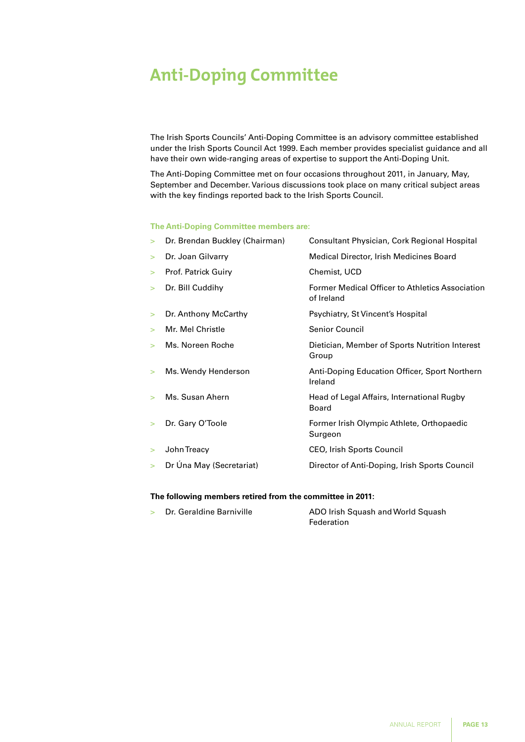# Anti-Doping Committee

The Irish Sports Councils' Anti-Doping Committee is an advisory committee established under the Irish Sports Council Act 1999. Each member provides specialist guidance and all have their own wide-ranging areas of expertise to support the Anti-Doping Unit.

The Anti-Doping Committee met on four occasions throughout 2011, in January, May, September and December. Various discussions took place on many critical subject areas with the key findings reported back to the Irish Sports Council.

**The Anti-Doping Committee members are:**

- Dr. Brendan Buckley (Chairman) — Consultant Physician, Cork Regional Hospital
- Dr. Joan Gilvarry — Medical Director, Irish Medicines Board
- Prof. Patrick Guiry — Chemist, UCD
- Dr. Bill Cuddihy — Former Medical Officer to Athletics Association of Ireland
- Dr. Anthony McCarthy — Psychiatry, St Vincent's Hospital
- Mr. Mel Christle — Senior Council
- Ms. Noreen Roche — Dietician, Member of Sports Nutrition Interest Group
- Ms. Wendy Henderson — Anti-Doping Education Officer, Sport Northern Ireland
- Ms. Susan Ahern — Head of Legal Affairs, International Rugby Board
- Dr. Gary O'Toole — Former Irish Olympic Athlete, Orthopaedic Surgeon
- John Treacy — CEO, Irish Sports Council
- Dr Úna May (Secretariat) — Director of Anti-Doping, Irish Sports Council

**The following members retired from the committee in 2011:**

- Dr. Geraldine Barniville — ADO Irish Squash and World Squash Federation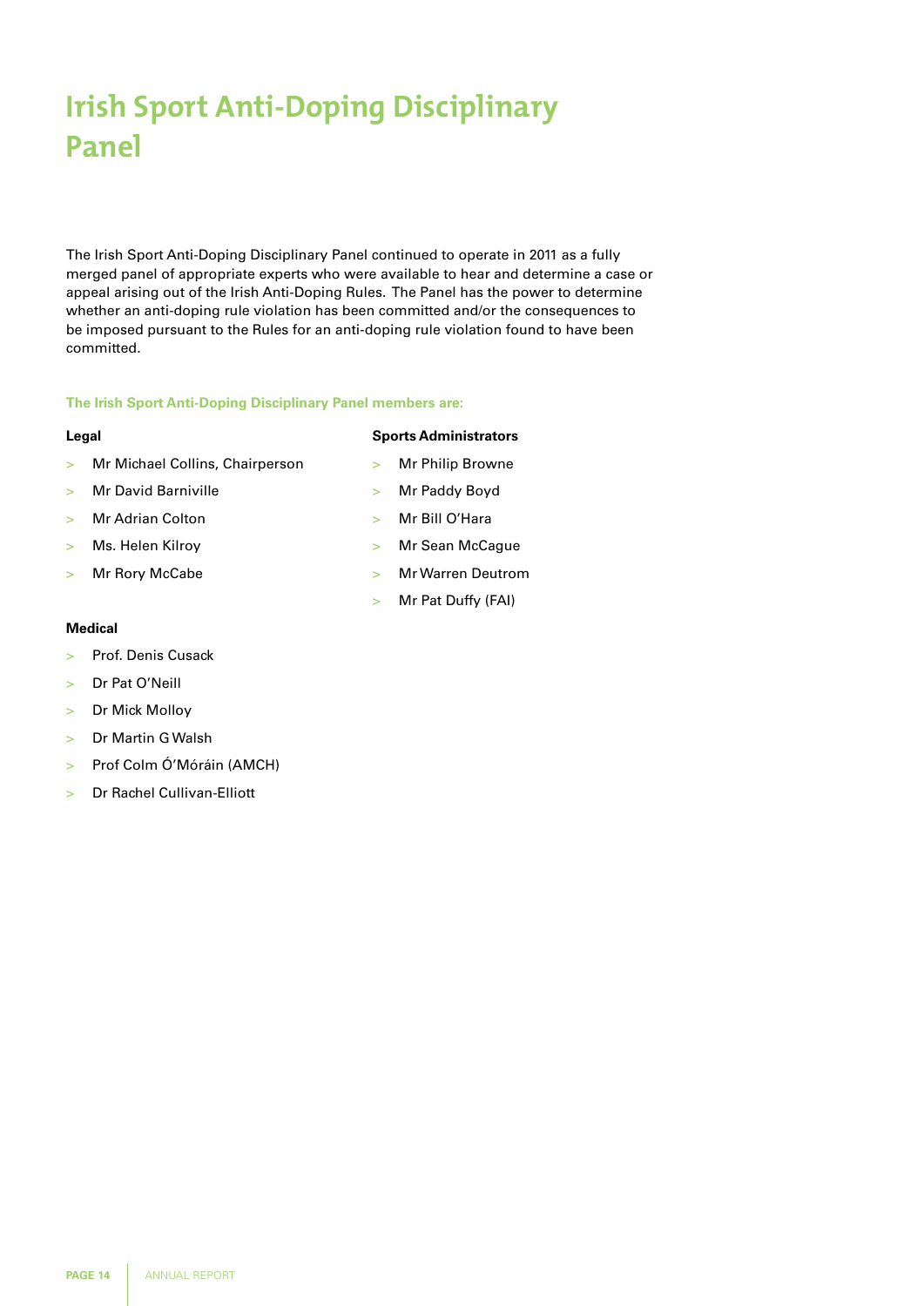# Irish Sport Anti-Doping Disciplinary Panel

The Irish Sport Anti-Doping Disciplinary Panel continued to operate in 2011 as a fully merged panel of appropriate experts who were available to hear and determine a case or appeal arising out of the Irish Anti-Doping Rules. The Panel has the power to determine whether an anti-doping rule violation has been committed and/or the consequences to be imposed pursuant to the Rules for an anti-doping rule violation found to have been committed.

**The Irish Sport Anti-Doping Disciplinary Panel members are:**

**Legal**

- Mr Michael Collins, Chairperson
- Mr David Barniville
- Mr Adrian Colton
- Ms. Helen Kilroy
- Mr Rory McCabe

**Sports Administrators**

- Mr Philip Browne
- Mr Paddy Boyd
- Mr Bill O'Hara
- Mr Sean McCague
- Mr Warren Deutrom
- Mr Pat Duffy (FAI)

**Medical**

- Prof. Denis Cusack
- Dr Pat O'Neill
- Dr Mick Molloy
- Dr Martin G Walsh
- Prof Colm Ó'Móráin (AMCH)
- Dr Rachel Cullivan-Elliott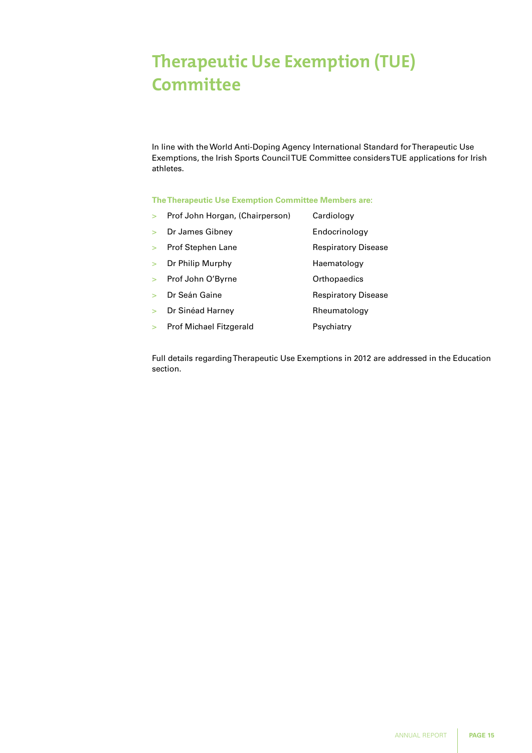# Therapeutic Use Exemption (TUE) Committee

In line with the World Anti-Doping Agency International Standard for Therapeutic Use Exemptions, the Irish Sports Council TUE Committee considers TUE applications for Irish athletes.

**The Therapeutic Use Exemption Committee Members are:**

- Prof John Horgan, (Chairperson) — Cardiology
- Dr James Gibney — Endocrinology
- Prof Stephen Lane — Respiratory Disease
- Dr Philip Murphy — Haematology
- Prof John O'Byrne — Orthopaedics
- Dr Seán Gaine — Respiratory Disease
- Dr Sinéad Harney — Rheumatology
- Prof Michael Fitzgerald — Psychiatry

Full details regarding Therapeutic Use Exemptions in 2012 are addressed in the Education section.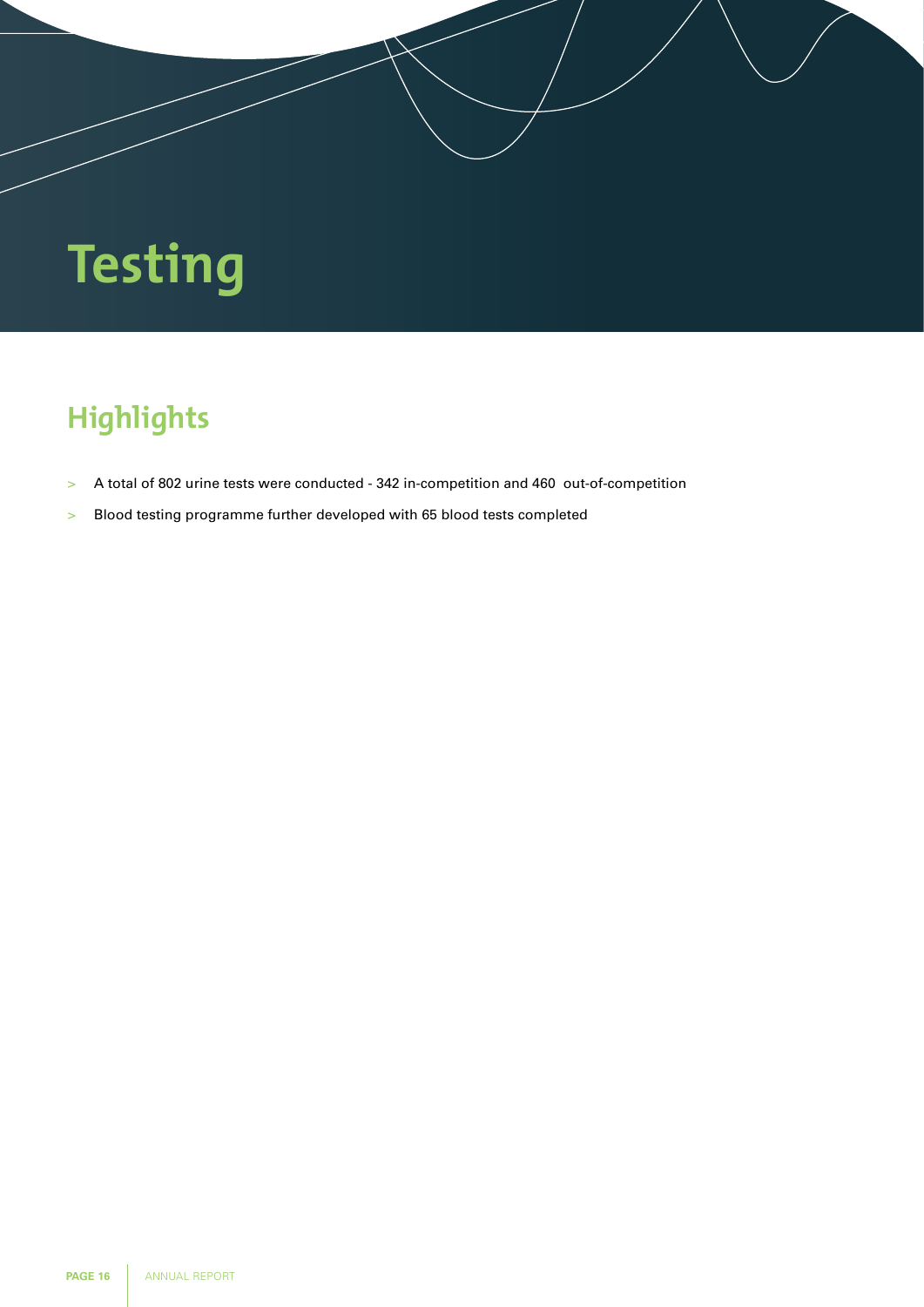# Testing

## Highlights

- A total of 802 urine tests were conducted - 342 in-competition and 460 out-of-competition
- Blood testing programme further developed with 65 blood tests completed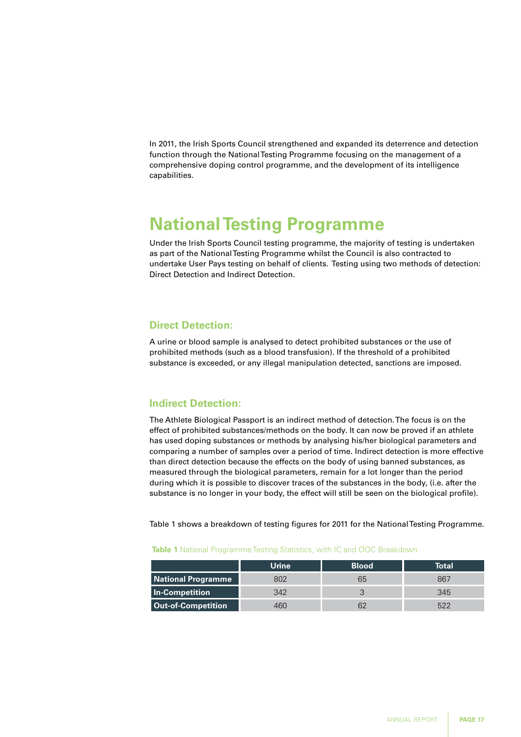In 2011, the Irish Sports Council strengthened and expanded its deterrence and detection function through the National Testing Programme focusing on the management of a comprehensive doping control programme, and the development of its intelligence capabilities.

# National Testing Programme

Under the Irish Sports Council testing programme, the majority of testing is undertaken as part of the National Testing Programme whilst the Council is also contracted to undertake User Pays testing on behalf of clients. Testing using two methods of detection: Direct Detection and Indirect Detection.

### Direct Detection:

A urine or blood sample is analysed to detect prohibited substances or the use of prohibited methods (such as a blood transfusion). If the threshold of a prohibited substance is exceeded, or any illegal manipulation detected, sanctions are imposed.

### Indirect Detection:

The Athlete Biological Passport is an indirect method of detection. The focus is on the effect of prohibited substances/methods on the body. It can now be proved if an athlete has used doping substances or methods by analysing his/her biological parameters and comparing a number of samples over a period of time. Indirect detection is more effective than direct detection because the effects on the body of using banned substances, as measured through the biological parameters, remain for a lot longer than the period during which it is possible to discover traces of the substances in the body, (i.e. after the substance is no longer in your body, the effect will still be seen on the biological profile).

Table 1 shows a breakdown of testing figures for 2011 for the National Testing Programme.

**Table 1** National Programme Testing Statistics, with IC and OOC Breakdown

| | Urine | Blood | Total |
|---|---|---|---|
| **National Programme** | 802 | 65 | 867 |
| **In-Competition** | 342 | 3 | 345 |
| **Out-of-Competition** | 460 | 62 | 522 |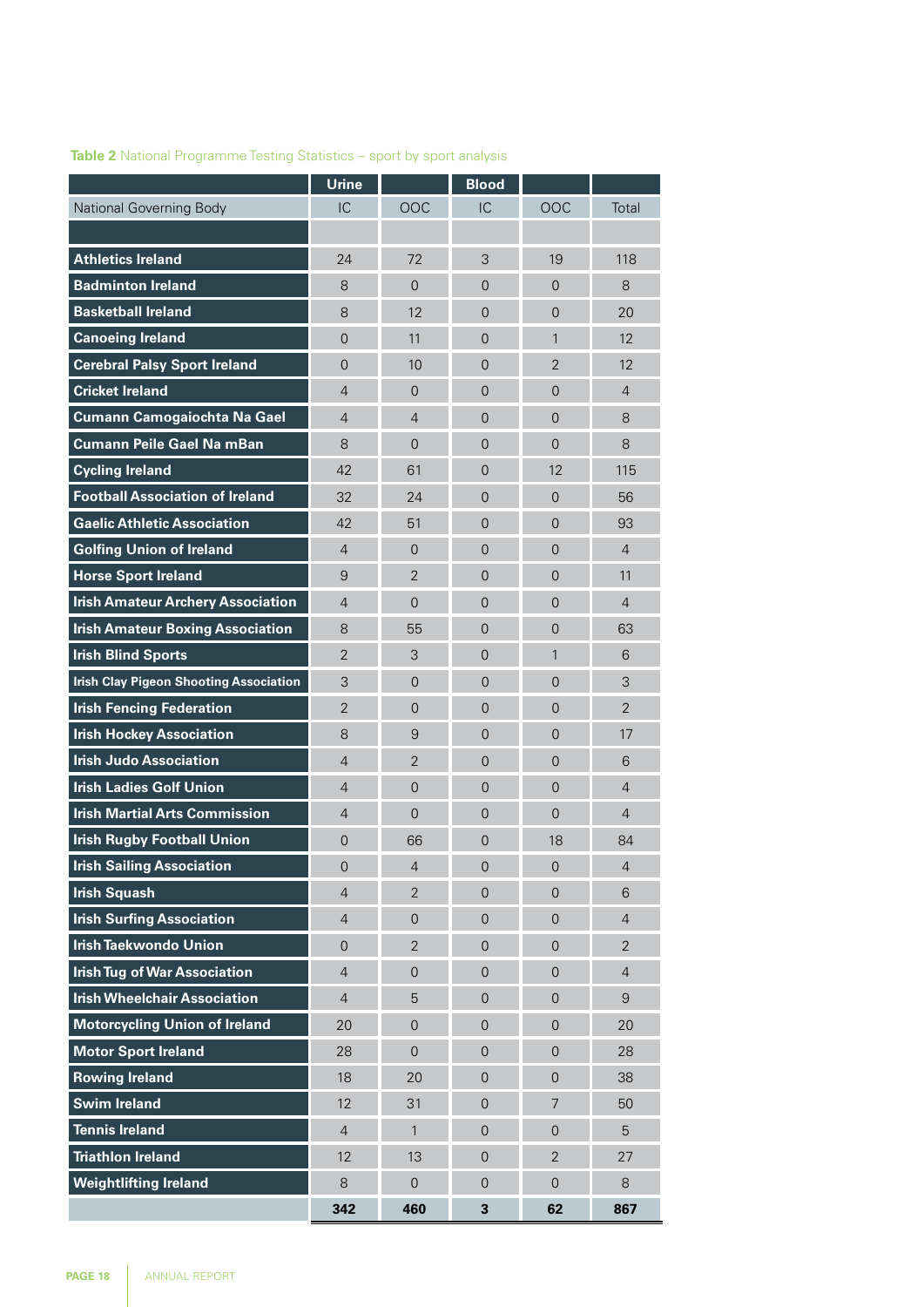**Table 2** National Programme Testing Statistics – sport by sport analysis

| | Urine | | Blood | | |
|---|---|---|---|---|---|
| National Governing Body | IC | OOC | IC | OOC | Total |
| | | | | | |
| **Athletics Ireland** | 24 | 72 | 3 | 19 | 118 |
| **Badminton Ireland** | 8 | 0 | 0 | 0 | 8 |
| **Basketball Ireland** | 8 | 12 | 0 | 0 | 20 |
| **Canoeing Ireland** | 0 | 11 | 0 | 1 | 12 |
| **Cerebral Palsy Sport Ireland** | 0 | 10 | 0 | 2 | 12 |
| **Cricket Ireland** | 4 | 0 | 0 | 0 | 4 |
| **Cumann Camogaiochta Na Gael** | 4 | 4 | 0 | 0 | 8 |
| **Cumann Peile Gael Na mBan** | 8 | 0 | 0 | 0 | 8 |
| **Cycling Ireland** | 42 | 61 | 0 | 12 | 115 |
| **Football Association of Ireland** | 32 | 24 | 0 | 0 | 56 |
| **Gaelic Athletic Association** | 42 | 51 | 0 | 0 | 93 |
| **Golfing Union of Ireland** | 4 | 0 | 0 | 0 | 4 |
| **Horse Sport Ireland** | 9 | 2 | 0 | 0 | 11 |
| **Irish Amateur Archery Association** | 4 | 0 | 0 | 0 | 4 |
| **Irish Amateur Boxing Association** | 8 | 55 | 0 | 0 | 63 |
| **Irish Blind Sports** | 2 | 3 | 0 | 1 | 6 |
| **Irish Clay Pigeon Shooting Association** | 3 | 0 | 0 | 0 | 3 |
| **Irish Fencing Federation** | 2 | 0 | 0 | 0 | 2 |
| **Irish Hockey Association** | 8 | 9 | 0 | 0 | 17 |
| **Irish Judo Association** | 4 | 2 | 0 | 0 | 6 |
| **Irish Ladies Golf Union** | 4 | 0 | 0 | 0 | 4 |
| **Irish Martial Arts Commission** | 4 | 0 | 0 | 0 | 4 |
| **Irish Rugby Football Union** | 0 | 66 | 0 | 18 | 84 |
| **Irish Sailing Association** | 0 | 4 | 0 | 0 | 4 |
| **Irish Squash** | 4 | 2 | 0 | 0 | 6 |
| **Irish Surfing Association** | 4 | 0 | 0 | 0 | 4 |
| **Irish Taekwondo Union** | 0 | 2 | 0 | 0 | 2 |
| **Irish Tug of War Association** | 4 | 0 | 0 | 0 | 4 |
| **Irish Wheelchair Association** | 4 | 5 | 0 | 0 | 9 |
| **Motorcycling Union of Ireland** | 20 | 0 | 0 | 0 | 20 |
| **Motor Sport Ireland** | 28 | 0 | 0 | 0 | 28 |
| **Rowing Ireland** | 18 | 20 | 0 | 0 | 38 |
| **Swim Ireland** | 12 | 31 | 0 | 7 | 50 |
| **Tennis Ireland** | 4 | 1 | 0 | 0 | 5 |
| **Triathlon Ireland** | 12 | 13 | 0 | 2 | 27 |
| **Weightlifting Ireland** | 8 | 0 | 0 | 0 | 8 |
| | **342** | **460** | **3** | **62** | **867** |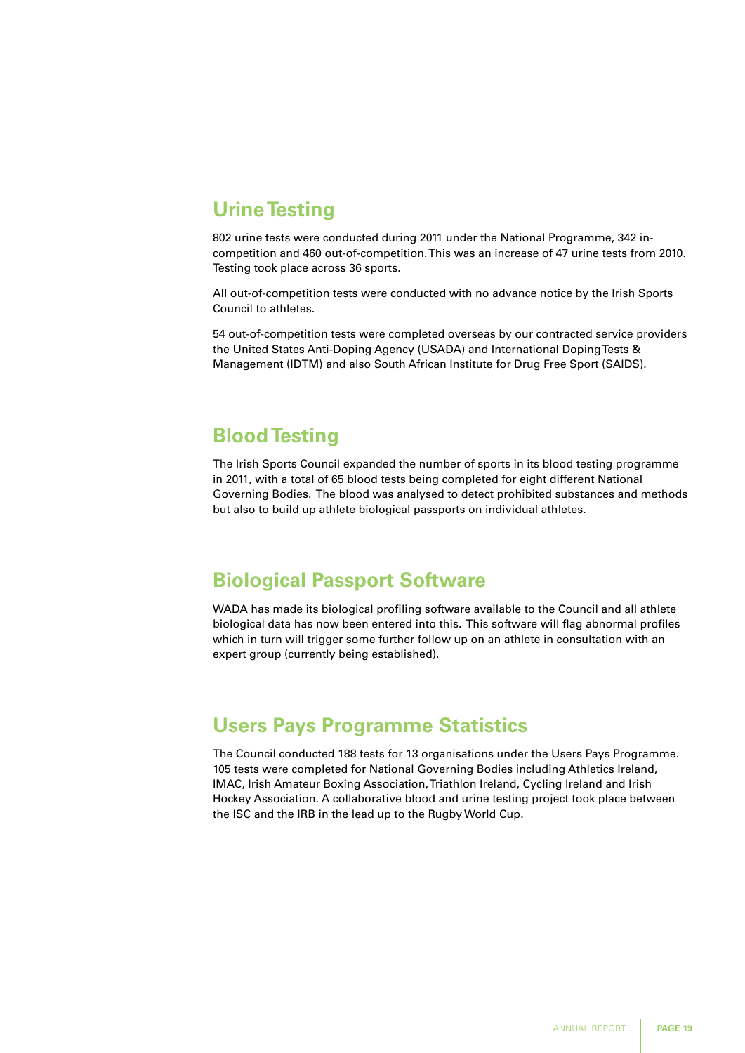## Urine Testing

802 urine tests were conducted during 2011 under the National Programme, 342 in-competition and 460 out-of-competition. This was an increase of 47 urine tests from 2010. Testing took place across 36 sports.

All out-of-competition tests were conducted with no advance notice by the Irish Sports Council to athletes.

54 out-of-competition tests were completed overseas by our contracted service providers the United States Anti-Doping Agency (USADA) and International Doping Tests & Management (IDTM) and also South African Institute for Drug Free Sport (SAIDS).

## Blood Testing

The Irish Sports Council expanded the number of sports in its blood testing programme in 2011, with a total of 65 blood tests being completed for eight different National Governing Bodies. The blood was analysed to detect prohibited substances and methods but also to build up athlete biological passports on individual athletes.

## Biological Passport Software

WADA has made its biological profiling software available to the Council and all athlete biological data has now been entered into this. This software will flag abnormal profiles which in turn will trigger some further follow up on an athlete in consultation with an expert group (currently being established).

## Users Pays Programme Statistics

The Council conducted 188 tests for 13 organisations under the Users Pays Programme. 105 tests were completed for National Governing Bodies including Athletics Ireland, IMAC, Irish Amateur Boxing Association, Triathlon Ireland, Cycling Ireland and Irish Hockey Association. A collaborative blood and urine testing project took place between the ISC and the IRB in the lead up to the Rugby World Cup.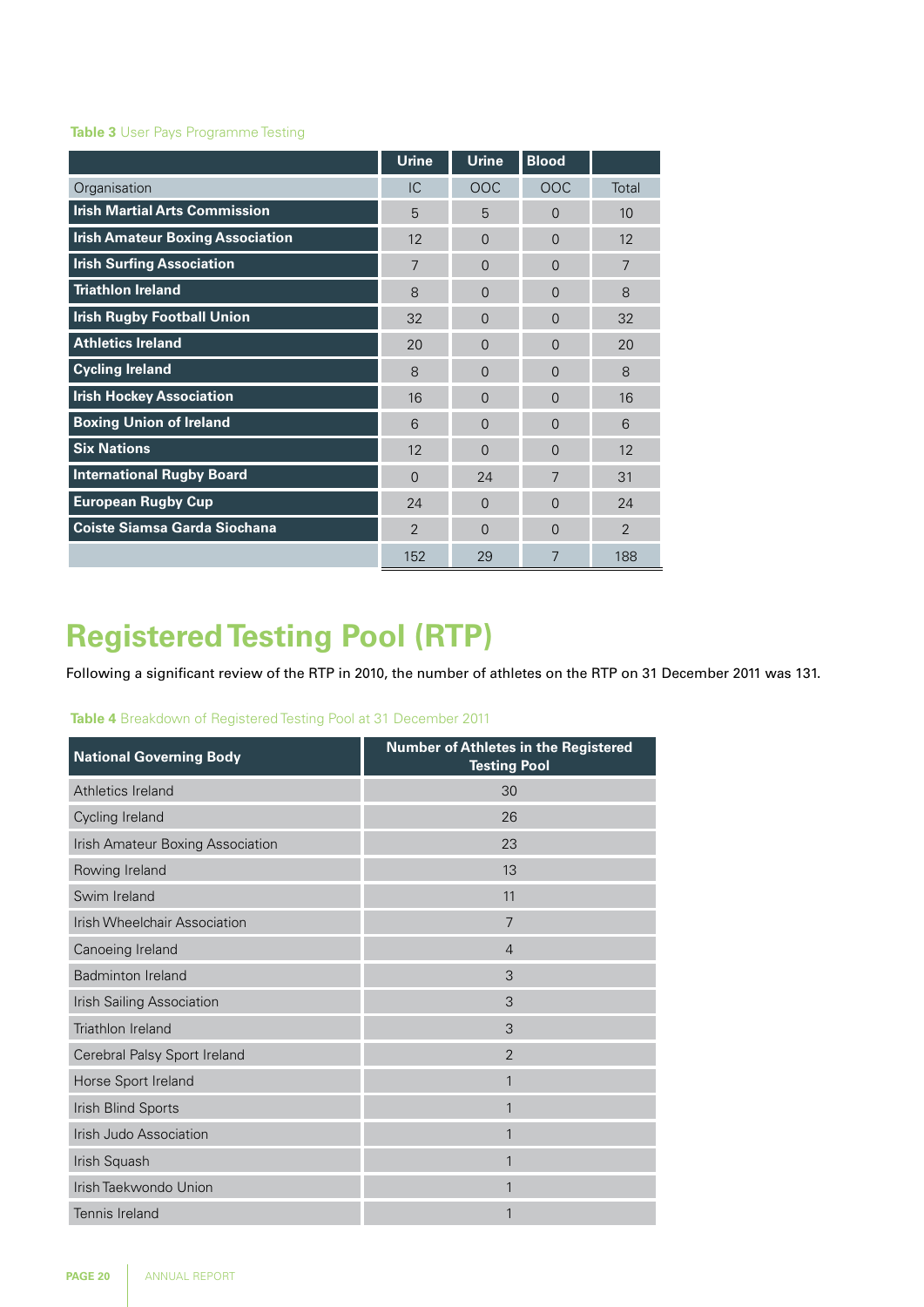**Table 3** User Pays Programme Testing

| | Urine | Urine | Blood | |
|---|---|---|---|---|
| Organisation | IC | OOC | OOC | Total |
| **Irish Martial Arts Commission** | 5 | 5 | 0 | 10 |
| **Irish Amateur Boxing Association** | 12 | 0 | 0 | 12 |
| **Irish Surfing Association** | 7 | 0 | 0 | 7 |
| **Triathlon Ireland** | 8 | 0 | 0 | 8 |
| **Irish Rugby Football Union** | 32 | 0 | 0 | 32 |
| **Athletics Ireland** | 20 | 0 | 0 | 20 |
| **Cycling Ireland** | 8 | 0 | 0 | 8 |
| **Irish Hockey Association** | 16 | 0 | 0 | 16 |
| **Boxing Union of Ireland** | 6 | 0 | 0 | 6 |
| **Six Nations** | 12 | 0 | 0 | 12 |
| **International Rugby Board** | 0 | 24 | 7 | 31 |
| **European Rugby Cup** | 24 | 0 | 0 | 24 |
| **Coiste Siamsa Garda Siochana** | 2 | 0 | 0 | 2 |
| | 152 | 29 | 7 | 188 |

# Registered Testing Pool (RTP)

Following a significant review of the RTP in 2010, the number of athletes on the RTP on 31 December 2011 was 131.

**Table 4** Breakdown of Registered Testing Pool at 31 December 2011

| National Governing Body | Number of Athletes in the Registered Testing Pool |
|---|---|
| Athletics Ireland | 30 |
| Cycling Ireland | 26 |
| Irish Amateur Boxing Association | 23 |
| Rowing Ireland | 13 |
| Swim Ireland | 11 |
| Irish Wheelchair Association | 7 |
| Canoeing Ireland | 4 |
| Badminton Ireland | 3 |
| Irish Sailing Association | 3 |
| Triathlon Ireland | 3 |
| Cerebral Palsy Sport Ireland | 2 |
| Horse Sport Ireland | 1 |
| Irish Blind Sports | 1 |
| Irish Judo Association | 1 |
| Irish Squash | 1 |
| Irish Taekwondo Union | 1 |
| Tennis Ireland | 1 |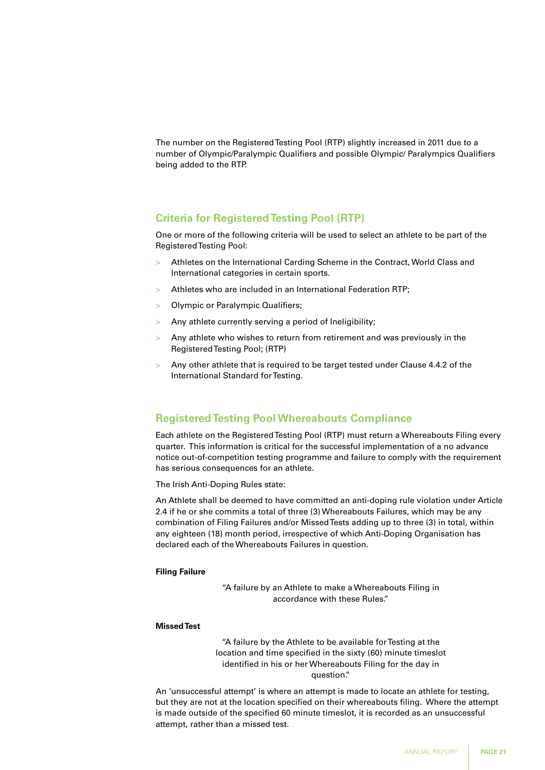The number on the Registered Testing Pool (RTP) slightly increased in 2011 due to a number of Olympic/Paralympic Qualifiers and possible Olympic/ Paralympics Qualifiers being added to the RTP.

## Criteria for Registered Testing Pool (RTP)

One or more of the following criteria will be used to select an athlete to be part of the Registered Testing Pool:

- Athletes on the International Carding Scheme in the Contract, World Class and International categories in certain sports.
- Athletes who are included in an International Federation RTP;
- Olympic or Paralympic Qualifiers;
- Any athlete currently serving a period of Ineligibility;
- Any athlete who wishes to return from retirement and was previously in the Registered Testing Pool; (RTP)
- Any other athlete that is required to be target tested under Clause 4.4.2 of the International Standard for Testing.

## Registered Testing Pool Whereabouts Compliance

Each athlete on the Registered Testing Pool (RTP) must return a Whereabouts Filing every quarter. This information is critical for the successful implementation of a no advance notice out-of-competition testing programme and failure to comply with the requirement has serious consequences for an athlete.

The Irish Anti-Doping Rules state:

An Athlete shall be deemed to have committed an anti-doping rule violation under Article 2.4 if he or she commits a total of three (3) Whereabouts Failures, which may be any combination of Filing Failures and/or Missed Tests adding up to three (3) in total, within any eighteen (18) month period, irrespective of which Anti-Doping Organisation has declared each of the Whereabouts Failures in question.

**Filing Failure**

"A failure by an Athlete to make a Whereabouts Filing in accordance with these Rules."

**Missed Test**

"A failure by the Athlete to be available for Testing at the location and time specified in the sixty (60) minute timeslot identified in his or her Whereabouts Filing for the day in question."

An 'unsuccessful attempt' is where an attempt is made to locate an athlete for testing, but they are not at the location specified on their whereabouts filing. Where the attempt is made outside of the specified 60 minute timeslot, it is recorded as an unsuccessful attempt, rather than a missed test.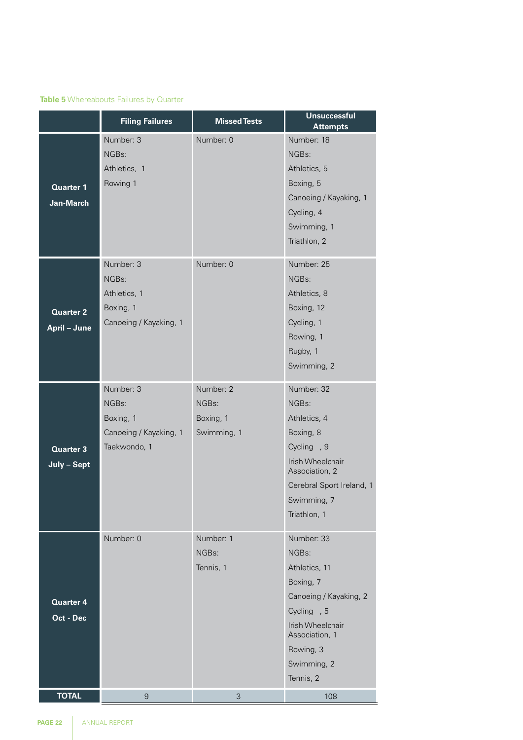**Table 5** Whereabouts Failures by Quarter

| | Filing Failures | Missed Tests | Unsuccessful Attempts |
|---|---|---|---|
| **Quarter 1 Jan-March** | Number: 3<br>NGBs:<br>Athletics, 1<br>Rowing 1 | Number: 0 | Number: 18<br>NGBs:<br>Athletics, 5<br>Boxing, 5<br>Canoeing / Kayaking, 1<br>Cycling, 4<br>Swimming, 1<br>Triathlon, 2 |
| **Quarter 2 April – June** | Number: 3<br>NGBs:<br>Athletics, 1<br>Boxing, 1<br>Canoeing / Kayaking, 1 | Number: 0 | Number: 25<br>NGBs:<br>Athletics, 8<br>Boxing, 12<br>Cycling, 1<br>Rowing, 1<br>Rugby, 1<br>Swimming, 2 |
| **Quarter 3 July – Sept** | Number: 3<br>NGBs:<br>Boxing, 1<br>Canoeing / Kayaking, 1<br>Taekwondo, 1 | Number: 2<br>NGBs:<br>Boxing, 1<br>Swimming, 1 | Number: 32<br>NGBs:<br>Athletics, 4<br>Boxing, 8<br>Cycling , 9<br>Irish Wheelchair Association, 2<br>Cerebral Sport Ireland, 1<br>Swimming, 7<br>Triathlon, 1 |
| **Quarter 4 Oct - Dec** | Number: 0 | Number: 1<br>NGBs:<br>Tennis, 1 | Number: 33<br>NGBs:<br>Athletics, 11<br>Boxing, 7<br>Canoeing / Kayaking, 2<br>Cycling , 5<br>Irish Wheelchair Association, 1<br>Rowing, 3<br>Swimming, 2<br>Tennis, 2 |
| **TOTAL** | 9 | 3 | 108 |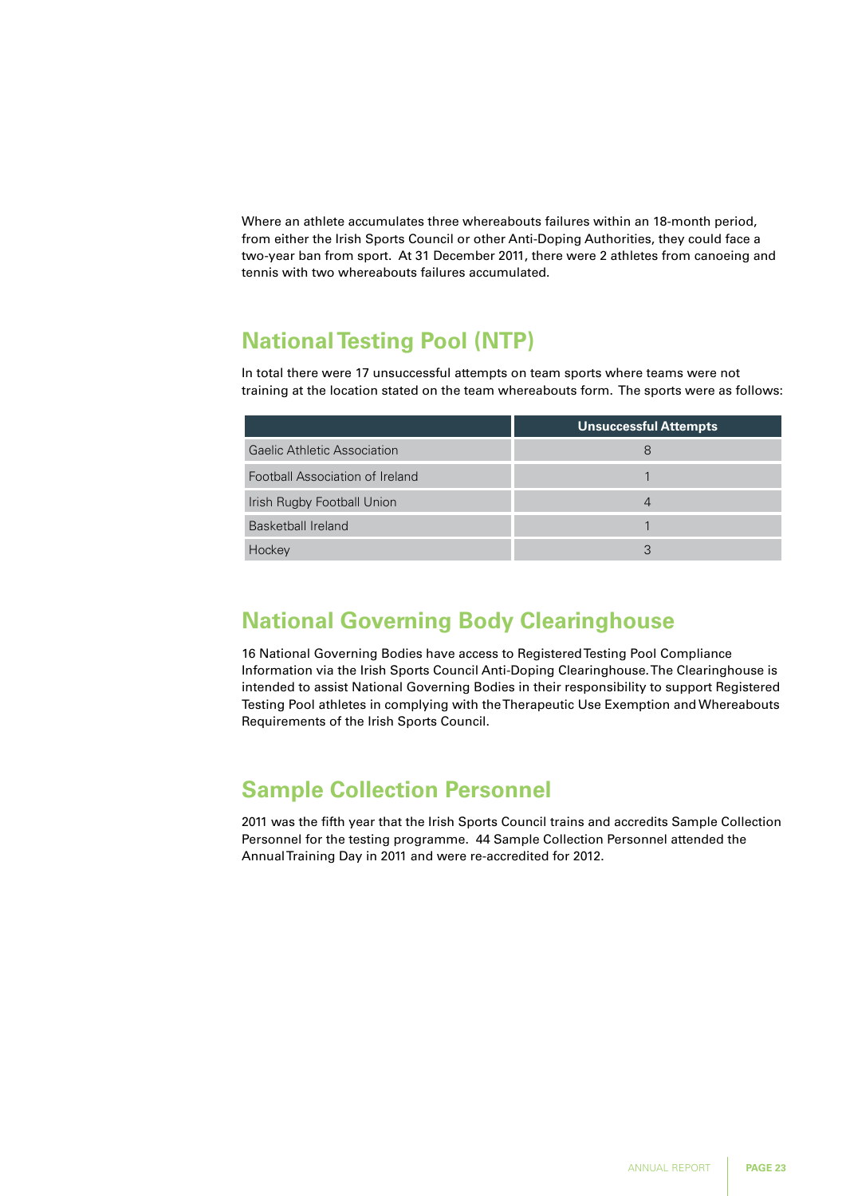Where an athlete accumulates three whereabouts failures within an 18-month period, from either the Irish Sports Council or other Anti-Doping Authorities, they could face a two-year ban from sport. At 31 December 2011, there were 2 athletes from canoeing and tennis with two whereabouts failures accumulated.

## National Testing Pool (NTP)

In total there were 17 unsuccessful attempts on team sports where teams were not training at the location stated on the team whereabouts form. The sports were as follows:

| | Unsuccessful Attempts |
|---|---|
| Gaelic Athletic Association | 8 |
| Football Association of Ireland | 1 |
| Irish Rugby Football Union | 4 |
| Basketball Ireland | 1 |
| Hockey | 3 |

## National Governing Body Clearinghouse

16 National Governing Bodies have access to Registered Testing Pool Compliance Information via the Irish Sports Council Anti-Doping Clearinghouse. The Clearinghouse is intended to assist National Governing Bodies in their responsibility to support Registered Testing Pool athletes in complying with the Therapeutic Use Exemption and Whereabouts Requirements of the Irish Sports Council.

## Sample Collection Personnel

2011 was the fifth year that the Irish Sports Council trains and accredits Sample Collection Personnel for the testing programme. 44 Sample Collection Personnel attended the Annual Training Day in 2011 and were re-accredited for 2012.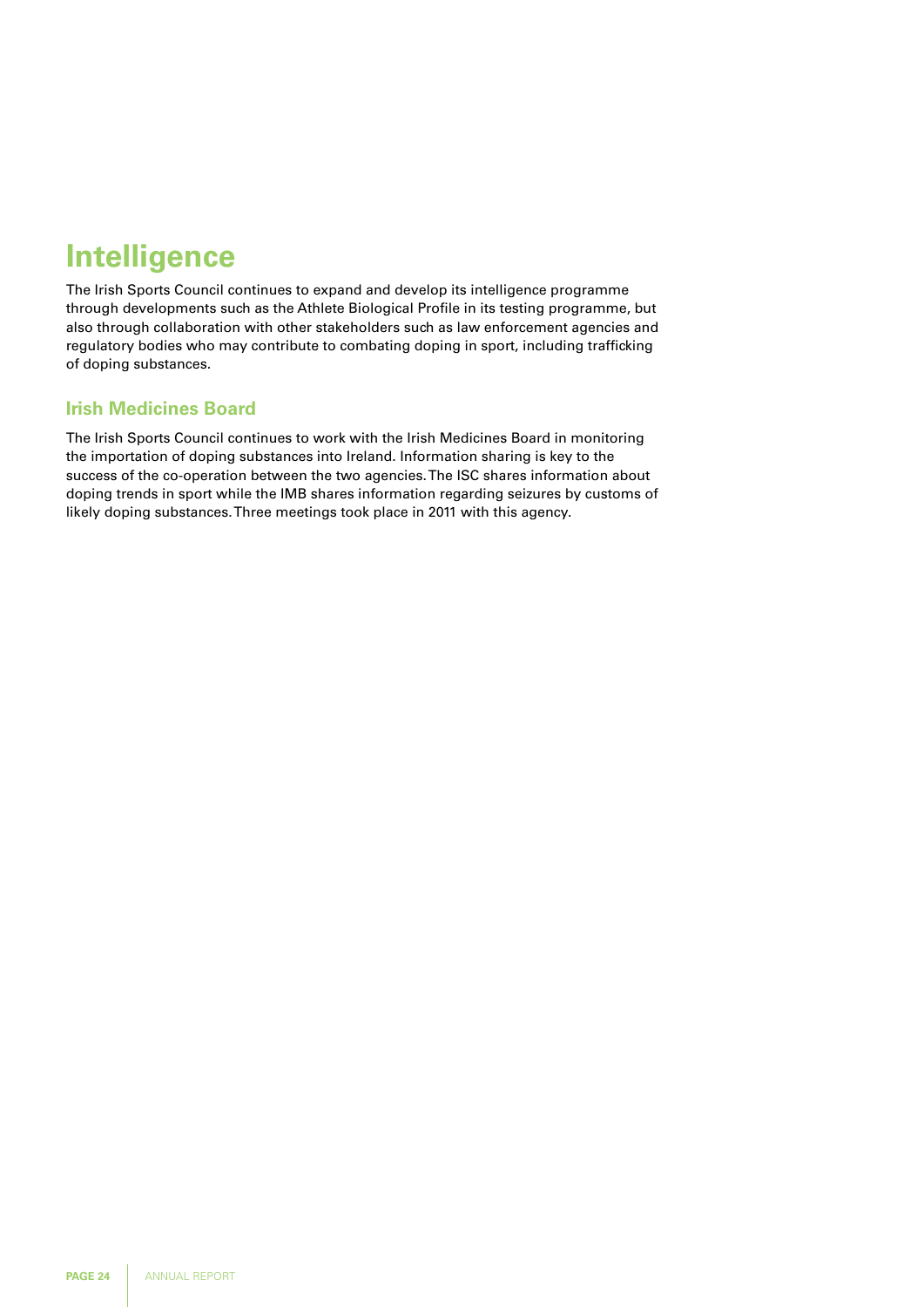# Intelligence

The Irish Sports Council continues to expand and develop its intelligence programme through developments such as the Athlete Biological Profile in its testing programme, but also through collaboration with other stakeholders such as law enforcement agencies and regulatory bodies who may contribute to combating doping in sport, including trafficking of doping substances.

## Irish Medicines Board

The Irish Sports Council continues to work with the Irish Medicines Board in monitoring the importation of doping substances into Ireland. Information sharing is key to the success of the co-operation between the two agencies. The ISC shares information about doping trends in sport while the IMB shares information regarding seizures by customs of likely doping substances. Three meetings took place in 2011 with this agency.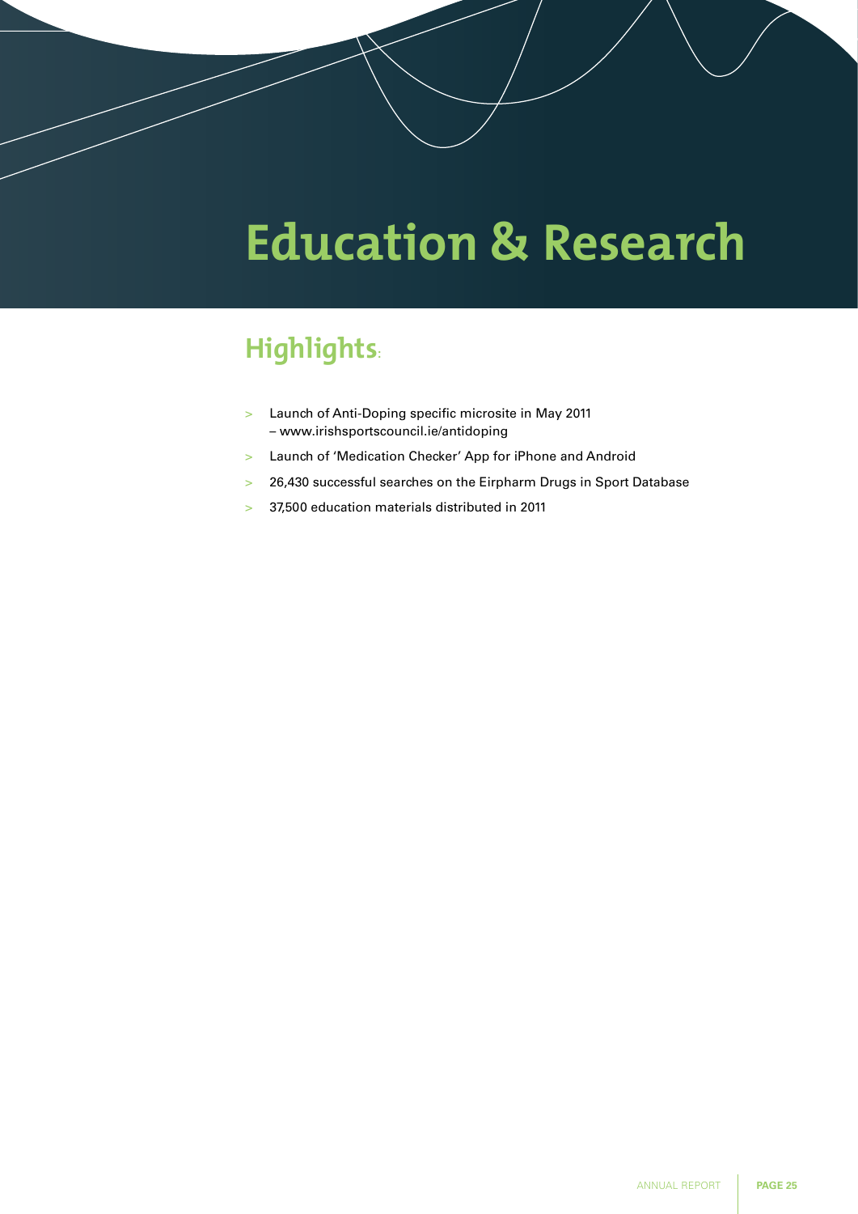# Education & Research

## Highlights:

- Launch of Anti-Doping specific microsite in May 2011 – www.irishsportscouncil.ie/antidoping
- Launch of 'Medication Checker' App for iPhone and Android
- 26,430 successful searches on the Eirpharm Drugs in Sport Database
- 37,500 education materials distributed in 2011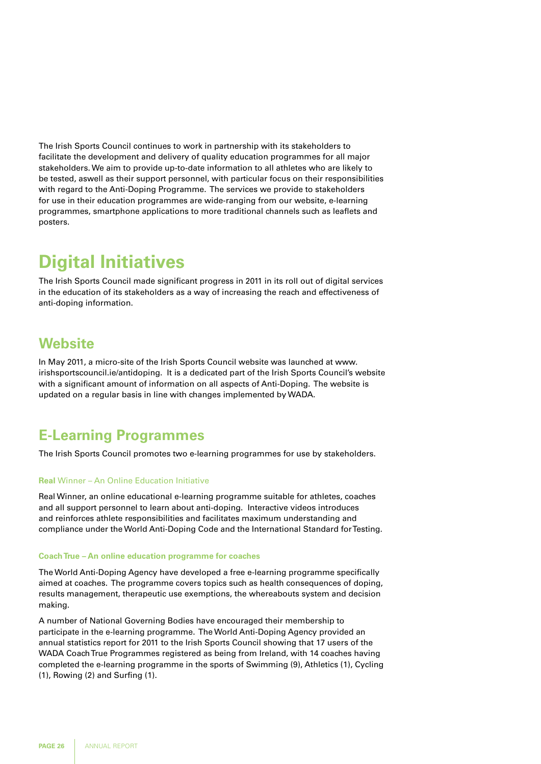The Irish Sports Council continues to work in partnership with its stakeholders to facilitate the development and delivery of quality education programmes for all major stakeholders. We aim to provide up-to-date information to all athletes who are likely to be tested, aswell as their support personnel, with particular focus on their responsibilities with regard to the Anti-Doping Programme. The services we provide to stakeholders for use in their education programmes are wide-ranging from our website, e-learning programmes, smartphone applications to more traditional channels such as leaflets and posters.

# Digital Initiatives

The Irish Sports Council made significant progress in 2011 in its roll out of digital services in the education of its stakeholders as a way of increasing the reach and effectiveness of anti-doping information.

## Website

In May 2011, a micro-site of the Irish Sports Council website was launched at www.irishsportscouncil.ie/antidoping. It is a dedicated part of the Irish Sports Council's website with a significant amount of information on all aspects of Anti-Doping. The website is updated on a regular basis in line with changes implemented by WADA.

## E-Learning Programmes

The Irish Sports Council promotes two e-learning programmes for use by stakeholders.

### **Real** Winner – An Online Education Initiative

Real Winner, an online educational e-learning programme suitable for athletes, coaches and all support personnel to learn about anti-doping. Interactive videos introduces and reinforces athlete responsibilities and facilitates maximum understanding and compliance under the World Anti-Doping Code and the International Standard for Testing.

### **Coach True – An online education programme for coaches**

The World Anti-Doping Agency have developed a free e-learning programme specifically aimed at coaches. The programme covers topics such as health consequences of doping, results management, therapeutic use exemptions, the whereabouts system and decision making.

A number of National Governing Bodies have encouraged their membership to participate in the e-learning programme. The World Anti-Doping Agency provided an annual statistics report for 2011 to the Irish Sports Council showing that 17 users of the WADA Coach True Programmes registered as being from Ireland, with 14 coaches having completed the e-learning programme in the sports of Swimming (9), Athletics (1), Cycling (1), Rowing (2) and Surfing (1).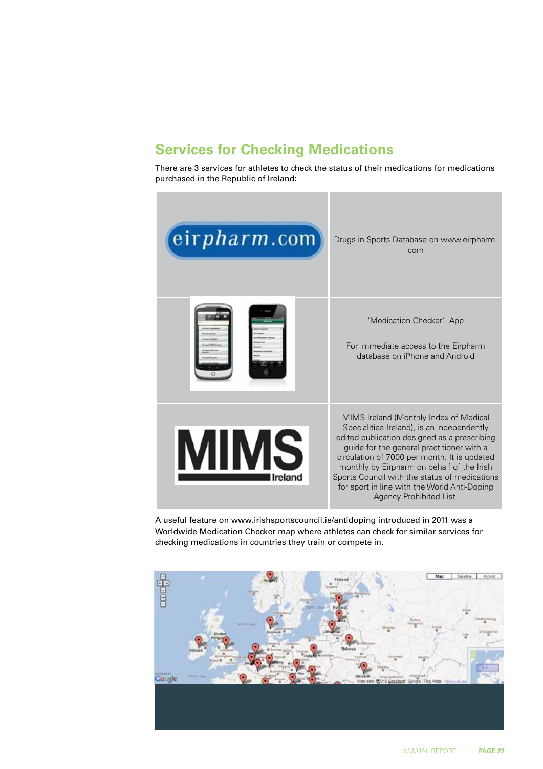## Services for Checking Medications

There are 3 services for athletes to check the status of their medications for medications purchased in the Republic of Ireland:

| | |
|---|---|
| eirpharm.com | Drugs in Sports Database on www.eirpharm.com |
| | 'Medication Checker' App<br><br>For immediate access to the Eirpharm database on iPhone and Android |
| MIMS Ireland | MIMS Ireland (Monthly Index of Medical Specialities Ireland), is an independently edited publication designed as a prescribing guide for the general practitioner with a circulation of 7000 per month. It is updated monthly by Eirpharm on behalf of the Irish Sports Council with the status of medications for sport in line with the World Anti-Doping Agency Prohibited List. |

A useful feature on www.irishsportscouncil.ie/antidoping introduced in 2011 was a Worldwide Medication Checker map where athletes can check for similar services for checking medications in countries they train or compete in.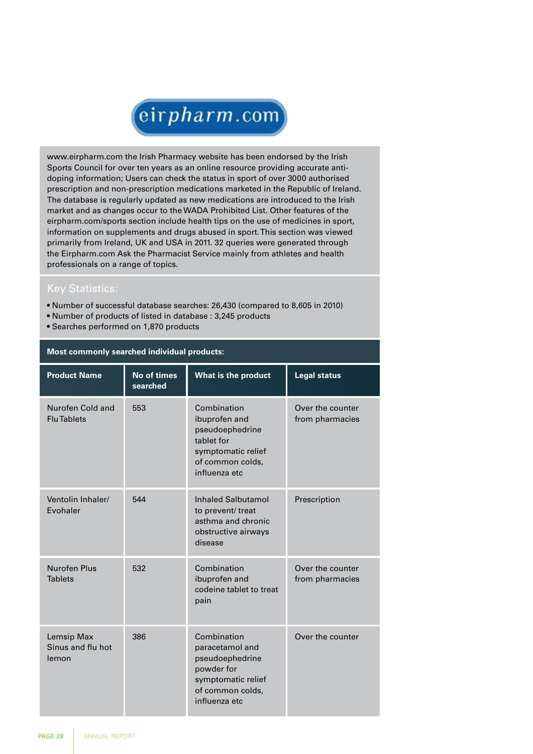eirpharm.com

www.eirpharm.com the Irish Pharmacy website has been endorsed by the Irish Sports Council for over ten years as an online resource providing accurate anti-doping information; Users can check the status in sport of over 3000 authorised prescription and non-prescription medications marketed in the Republic of Ireland. The database is regularly updated as new medications are introduced to the Irish market and as changes occur to the WADA Prohibited List. Other features of the eirpharm.com/sports section include health tips on the use of medicines in sport, information on supplements and drugs abused in sport. This section was viewed primarily from Ireland, UK and USA in 2011. 32 queries were generated through the Eirpharm.com Ask the Pharmacist Service mainly from athletes and health professionals on a range of topics.

## Key Statistics:

- Number of successful database searches: 26,430 (compared to 8,605 in 2010)
- Number of products of listed in database : 3,245 products
- Searches performed on 1,870 products

### Most commonly searched individual products:

| Product Name | No of times searched | What is the product | Legal status |
|---|---|---|---|
| Nurofen Cold and Flu Tablets | 553 | Combination ibuprofen and pseudoephedrine tablet for symptomatic relief of common colds, influenza etc | Over the counter from pharmacies |
| Ventolin Inhaler/ Evohaler | 544 | Inhaled Salbutamol to prevent/ treat asthma and chronic obstructive airways disease | Prescription |
| Nurofen Plus Tablets | 532 | Combination ibuprofen and codeine tablet to treat pain | Over the counter from pharmacies |
| Lemsip Max Sinus and flu hot lemon | 386 | Combination paracetamol and pseudoephedrine powder for symptomatic relief of common colds, influenza etc | Over the counter |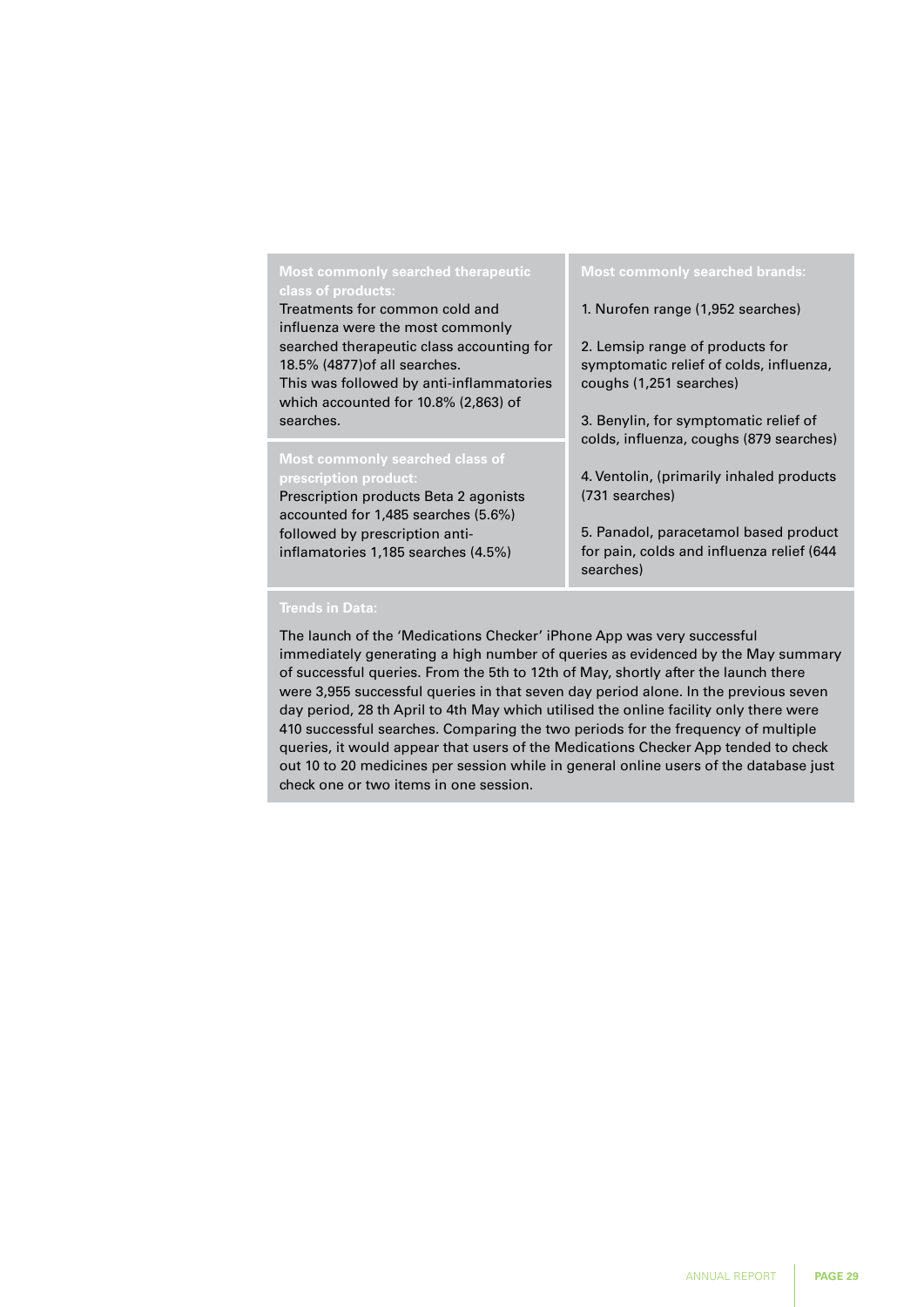**Most commonly searched therapeutic class of products:**

Treatments for common cold and influenza were the most commonly searched therapeutic class accounting for 18.5% (4877)of all searches.
This was followed by anti-inflammatories which accounted for 10.8% (2,863) of searches.

**Most commonly searched class of prescription product:**

Prescription products Beta 2 agonists accounted for 1,485 searches (5.6%) followed by prescription anti-inflamatories 1,185 searches (4.5%)

**Most commonly searched brands:**

1. Nurofen range (1,952 searches)

2. Lemsip range of products for symptomatic relief of colds, influenza, coughs (1,251 searches)

3. Benylin, for symptomatic relief of colds, influenza, coughs (879 searches)

4. Ventolin, (primarily inhaled products (731 searches)

5. Panadol, paracetamol based product for pain, colds and influenza relief (644 searches)

**Trends in Data:**

The launch of the 'Medications Checker' iPhone App was very successful immediately generating a high number of queries as evidenced by the May summary of successful queries. From the 5th to 12th of May, shortly after the launch there were 3,955 successful queries in that seven day period alone. In the previous seven day period, 28 th April to 4th May which utilised the online facility only there were 410 successful searches. Comparing the two periods for the frequency of multiple queries, it would appear that users of the Medications Checker App tended to check out 10 to 20 medicines per session while in general online users of the database just check one or two items in one session.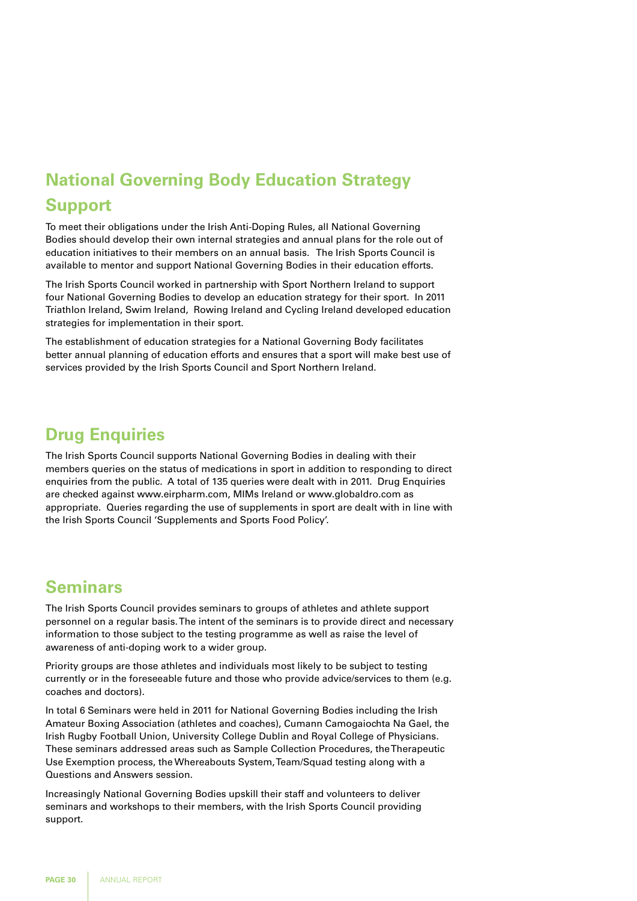## National Governing Body Education Strategy Support

To meet their obligations under the Irish Anti-Doping Rules, all National Governing Bodies should develop their own internal strategies and annual plans for the role out of education initiatives to their members on an annual basis. The Irish Sports Council is available to mentor and support National Governing Bodies in their education efforts.

The Irish Sports Council worked in partnership with Sport Northern Ireland to support four National Governing Bodies to develop an education strategy for their sport. In 2011 Triathlon Ireland, Swim Ireland, Rowing Ireland and Cycling Ireland developed education strategies for implementation in their sport.

The establishment of education strategies for a National Governing Body facilitates better annual planning of education efforts and ensures that a sport will make best use of services provided by the Irish Sports Council and Sport Northern Ireland.

## Drug Enquiries

The Irish Sports Council supports National Governing Bodies in dealing with their members queries on the status of medications in sport in addition to responding to direct enquiries from the public. A total of 135 queries were dealt with in 2011. Drug Enquiries are checked against www.eirpharm.com, MIMs Ireland or www.globaldro.com as appropriate. Queries regarding the use of supplements in sport are dealt with in line with the Irish Sports Council 'Supplements and Sports Food Policy'.

## Seminars

The Irish Sports Council provides seminars to groups of athletes and athlete support personnel on a regular basis. The intent of the seminars is to provide direct and necessary information to those subject to the testing programme as well as raise the level of awareness of anti-doping work to a wider group.

Priority groups are those athletes and individuals most likely to be subject to testing currently or in the foreseeable future and those who provide advice/services to them (e.g. coaches and doctors).

In total 6 Seminars were held in 2011 for National Governing Bodies including the Irish Amateur Boxing Association (athletes and coaches), Cumann Camogaiochta Na Gael, the Irish Rugby Football Union, University College Dublin and Royal College of Physicians. These seminars addressed areas such as Sample Collection Procedures, the Therapeutic Use Exemption process, the Whereabouts System, Team/Squad testing along with a Questions and Answers session.

Increasingly National Governing Bodies upskill their staff and volunteers to deliver seminars and workshops to their members, with the Irish Sports Council providing support.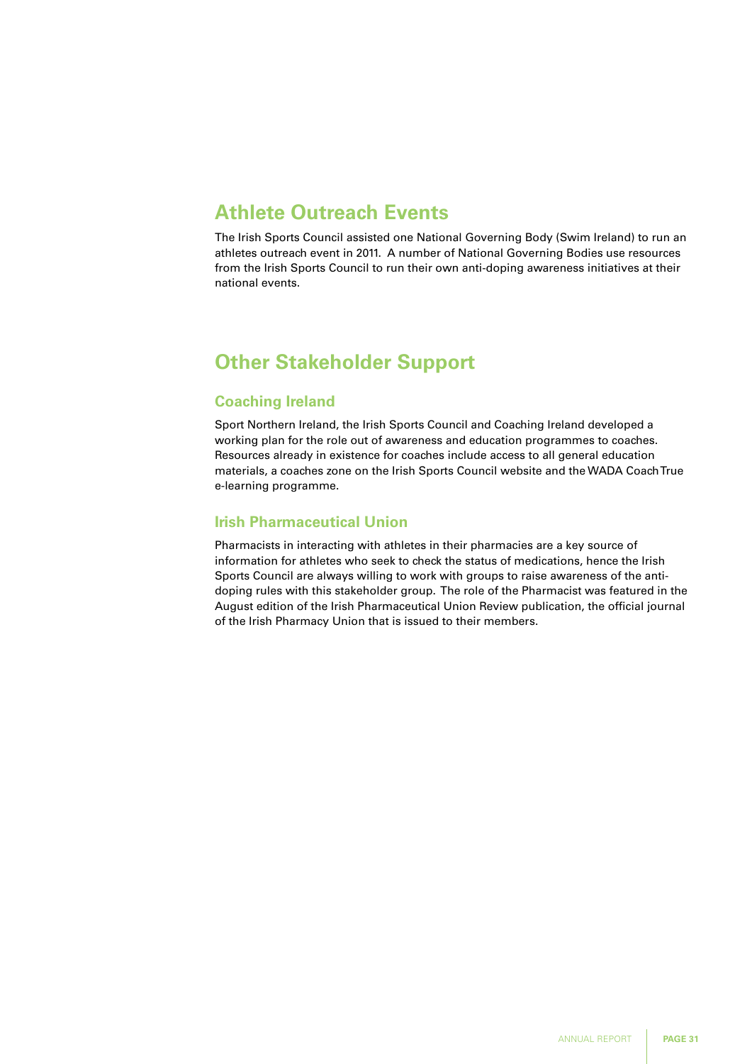## Athlete Outreach Events

The Irish Sports Council assisted one National Governing Body (Swim Ireland) to run an athletes outreach event in 2011. A number of National Governing Bodies use resources from the Irish Sports Council to run their own anti-doping awareness initiatives at their national events.

## Other Stakeholder Support

### Coaching Ireland

Sport Northern Ireland, the Irish Sports Council and Coaching Ireland developed a working plan for the role out of awareness and education programmes to coaches. Resources already in existence for coaches include access to all general education materials, a coaches zone on the Irish Sports Council website and the WADA Coach True e-learning programme.

### Irish Pharmaceutical Union

Pharmacists in interacting with athletes in their pharmacies are a key source of information for athletes who seek to check the status of medications, hence the Irish Sports Council are always willing to work with groups to raise awareness of the anti-doping rules with this stakeholder group. The role of the Pharmacist was featured in the August edition of the Irish Pharmaceutical Union Review publication, the official journal of the Irish Pharmacy Union that is issued to their members.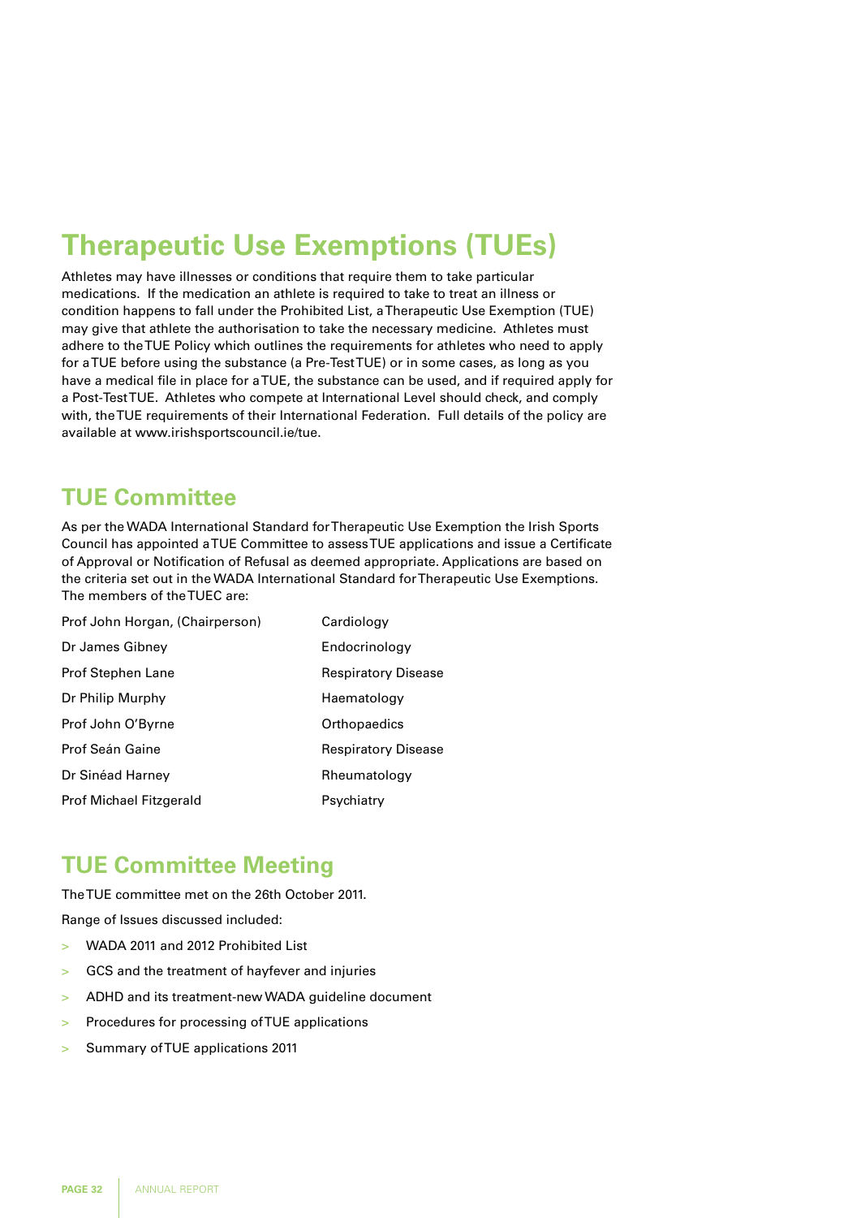# Therapeutic Use Exemptions (TUEs)

Athletes may have illnesses or conditions that require them to take particular medications. If the medication an athlete is required to take to treat an illness or condition happens to fall under the Prohibited List, a Therapeutic Use Exemption (TUE) may give that athlete the authorisation to take the necessary medicine. Athletes must adhere to the TUE Policy which outlines the requirements for athletes who need to apply for a TUE before using the substance (a Pre-Test TUE) or in some cases, as long as you have a medical file in place for a TUE, the substance can be used, and if required apply for a Post-Test TUE. Athletes who compete at International Level should check, and comply with, the TUE requirements of their International Federation. Full details of the policy are available at www.irishsportscouncil.ie/tue.

## TUE Committee

As per the WADA International Standard for Therapeutic Use Exemption the Irish Sports Council has appointed a TUE Committee to assess TUE applications and issue a Certificate of Approval or Notification of Refusal as deemed appropriate. Applications are based on the criteria set out in the WADA International Standard for Therapeutic Use Exemptions. The members of the TUEC are:

| | |
|---|---|
| Prof John Horgan, (Chairperson) | Cardiology |
| Dr James Gibney | Endocrinology |
| Prof Stephen Lane | Respiratory Disease |
| Dr Philip Murphy | Haematology |
| Prof John O'Byrne | Orthopaedics |
| Prof Seán Gaine | Respiratory Disease |
| Dr Sinéad Harney | Rheumatology |
| Prof Michael Fitzgerald | Psychiatry |

## TUE Committee Meeting

The TUE committee met on the 26th October 2011.

Range of Issues discussed included:

- WADA 2011 and 2012 Prohibited List
- GCS and the treatment of hayfever and injuries
- ADHD and its treatment-new WADA guideline document
- Procedures for processing of TUE applications
- Summary of TUE applications 2011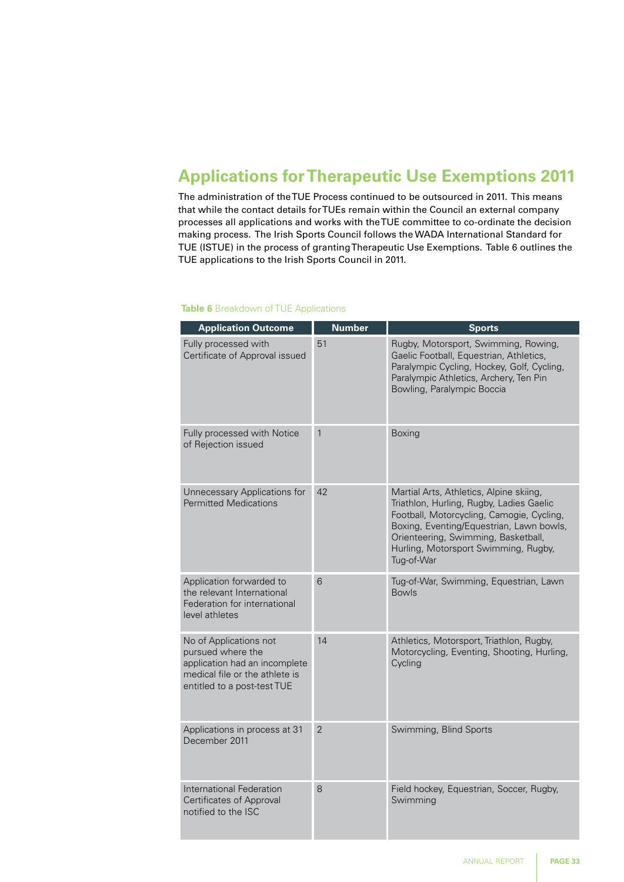## Applications for Therapeutic Use Exemptions 2011

The administration of the TUE Process continued to be outsourced in 2011. This means that while the contact details for TUEs remain within the Council an external company processes all applications and works with the TUE committee to co-ordinate the decision making process. The Irish Sports Council follows the WADA International Standard for TUE (ISTUE) in the process of granting Therapeutic Use Exemptions. Table 6 outlines the TUE applications to the Irish Sports Council in 2011.

**Table 6** Breakdown of TUE Applications

| Application Outcome | Number | Sports |
|---|---|---|
| Fully processed with Certificate of Approval issued | 51 | Rugby, Motorsport, Swimming, Rowing, Gaelic Football, Equestrian, Athletics, Paralympic Cycling, Hockey, Golf, Cycling, Paralympic Athletics, Archery, Ten Pin Bowling, Paralympic Boccia |
| Fully processed with Notice of Rejection issued | 1 | Boxing |
| Unnecessary Applications for Permitted Medications | 42 | Martial Arts, Athletics, Alpine skiing, Triathlon, Hurling, Rugby, Ladies Gaelic Football, Motorcycling, Camogie, Cycling, Boxing, Eventing/Equestrian, Lawn bowls, Orienteering, Swimming, Basketball, Hurling, Motorsport Swimming, Rugby, Tug-of-War |
| Application forwarded to the relevant International Federation for international level athletes | 6 | Tug-of-War, Swimming, Equestrian, Lawn Bowls |
| No of Applications not pursued where the application had an incomplete medical file or the athlete is entitled to a post-test TUE | 14 | Athletics, Motorsport, Triathlon, Rugby, Motorcycling, Eventing, Shooting, Hurling, Cycling |
| Applications in process at 31 December 2011 | 2 | Swimming, Blind Sports |
| International Federation Certificates of Approval notified to the ISC | 8 | Field hockey, Equestrian, Soccer, Rugby, Swimming |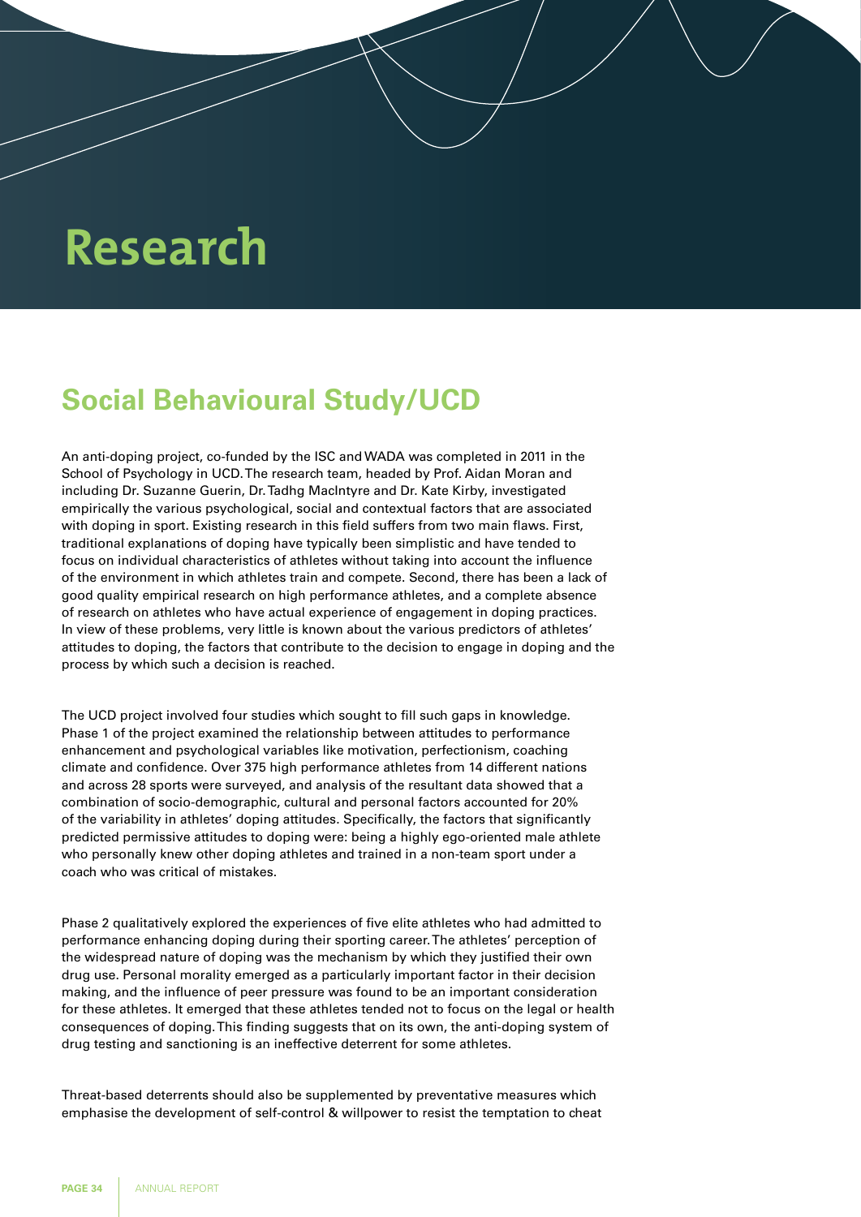# Research

## Social Behavioural Study/UCD

An anti-doping project, co-funded by the ISC and WADA was completed in 2011 in the School of Psychology in UCD. The research team, headed by Prof. Aidan Moran and including Dr. Suzanne Guerin, Dr. Tadhg MacIntyre and Dr. Kate Kirby, investigated empirically the various psychological, social and contextual factors that are associated with doping in sport. Existing research in this field suffers from two main flaws. First, traditional explanations of doping have typically been simplistic and have tended to focus on individual characteristics of athletes without taking into account the influence of the environment in which athletes train and compete. Second, there has been a lack of good quality empirical research on high performance athletes, and a complete absence of research on athletes who have actual experience of engagement in doping practices. In view of these problems, very little is known about the various predictors of athletes' attitudes to doping, the factors that contribute to the decision to engage in doping and the process by which such a decision is reached.

The UCD project involved four studies which sought to fill such gaps in knowledge. Phase 1 of the project examined the relationship between attitudes to performance enhancement and psychological variables like motivation, perfectionism, coaching climate and confidence. Over 375 high performance athletes from 14 different nations and across 28 sports were surveyed, and analysis of the resultant data showed that a combination of socio-demographic, cultural and personal factors accounted for 20% of the variability in athletes' doping attitudes. Specifically, the factors that significantly predicted permissive attitudes to doping were: being a highly ego-oriented male athlete who personally knew other doping athletes and trained in a non-team sport under a coach who was critical of mistakes.

Phase 2 qualitatively explored the experiences of five elite athletes who had admitted to performance enhancing doping during their sporting career. The athletes' perception of the widespread nature of doping was the mechanism by which they justified their own drug use. Personal morality emerged as a particularly important factor in their decision making, and the influence of peer pressure was found to be an important consideration for these athletes. It emerged that these athletes tended not to focus on the legal or health consequences of doping. This finding suggests that on its own, the anti-doping system of drug testing and sanctioning is an ineffective deterrent for some athletes.

Threat-based deterrents should also be supplemented by preventative measures which emphasise the development of self-control & willpower to resist the temptation to cheat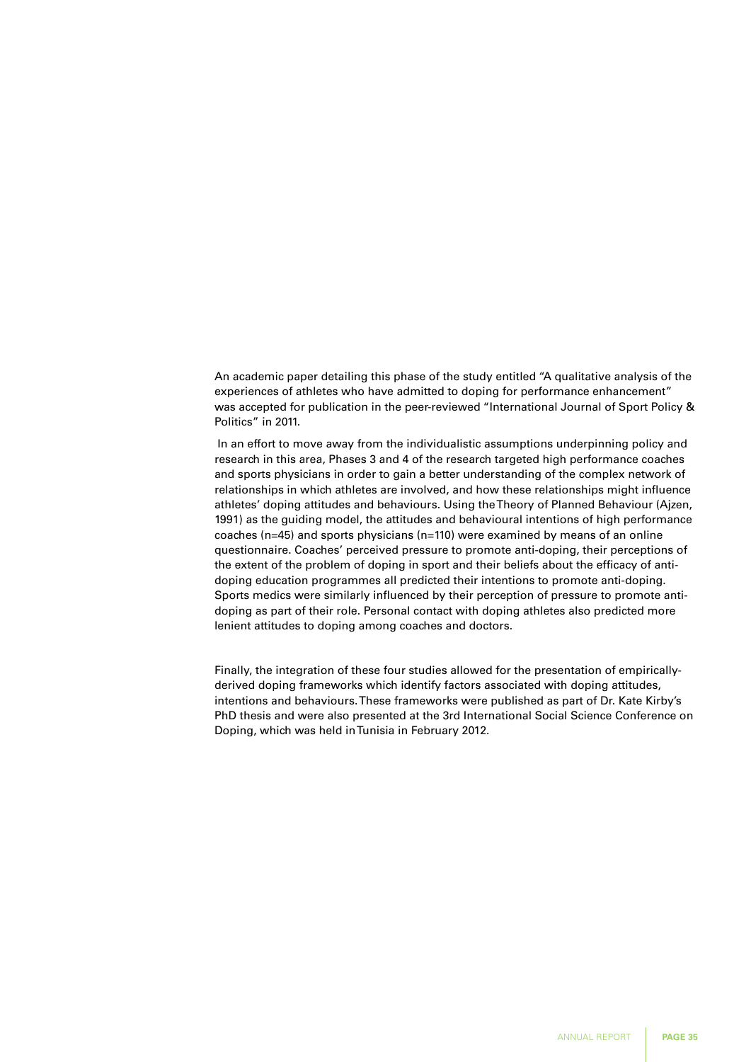An academic paper detailing this phase of the study entitled "A qualitative analysis of the experiences of athletes who have admitted to doping for performance enhancement" was accepted for publication in the peer-reviewed "International Journal of Sport Policy & Politics" in 2011.

In an effort to move away from the individualistic assumptions underpinning policy and research in this area, Phases 3 and 4 of the research targeted high performance coaches and sports physicians in order to gain a better understanding of the complex network of relationships in which athletes are involved, and how these relationships might influence athletes' doping attitudes and behaviours. Using the Theory of Planned Behaviour (Ajzen, 1991) as the guiding model, the attitudes and behavioural intentions of high performance coaches (n=45) and sports physicians (n=110) were examined by means of an online questionnaire. Coaches' perceived pressure to promote anti-doping, their perceptions of the extent of the problem of doping in sport and their beliefs about the efficacy of anti-doping education programmes all predicted their intentions to promote anti-doping. Sports medics were similarly influenced by their perception of pressure to promote anti-doping as part of their role. Personal contact with doping athletes also predicted more lenient attitudes to doping among coaches and doctors.

Finally, the integration of these four studies allowed for the presentation of empirically-derived doping frameworks which identify factors associated with doping attitudes, intentions and behaviours. These frameworks were published as part of Dr. Kate Kirby's PhD thesis and were also presented at the 3rd International Social Science Conference on Doping, which was held in Tunisia in February 2012.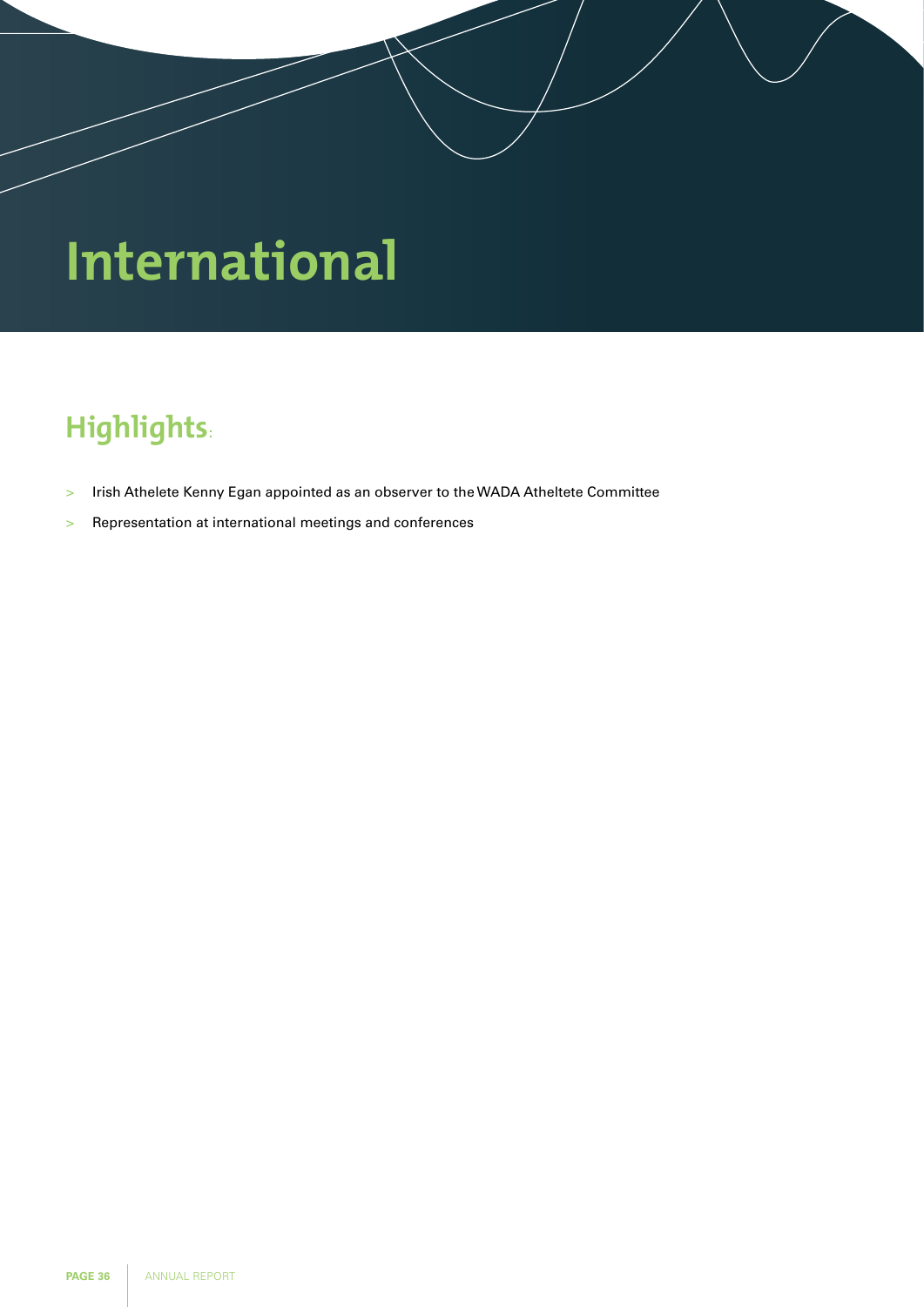# International

## Highlights:

- Irish Athelete Kenny Egan appointed as an observer to the WADA Atheltete Committee
- Representation at international meetings and conferences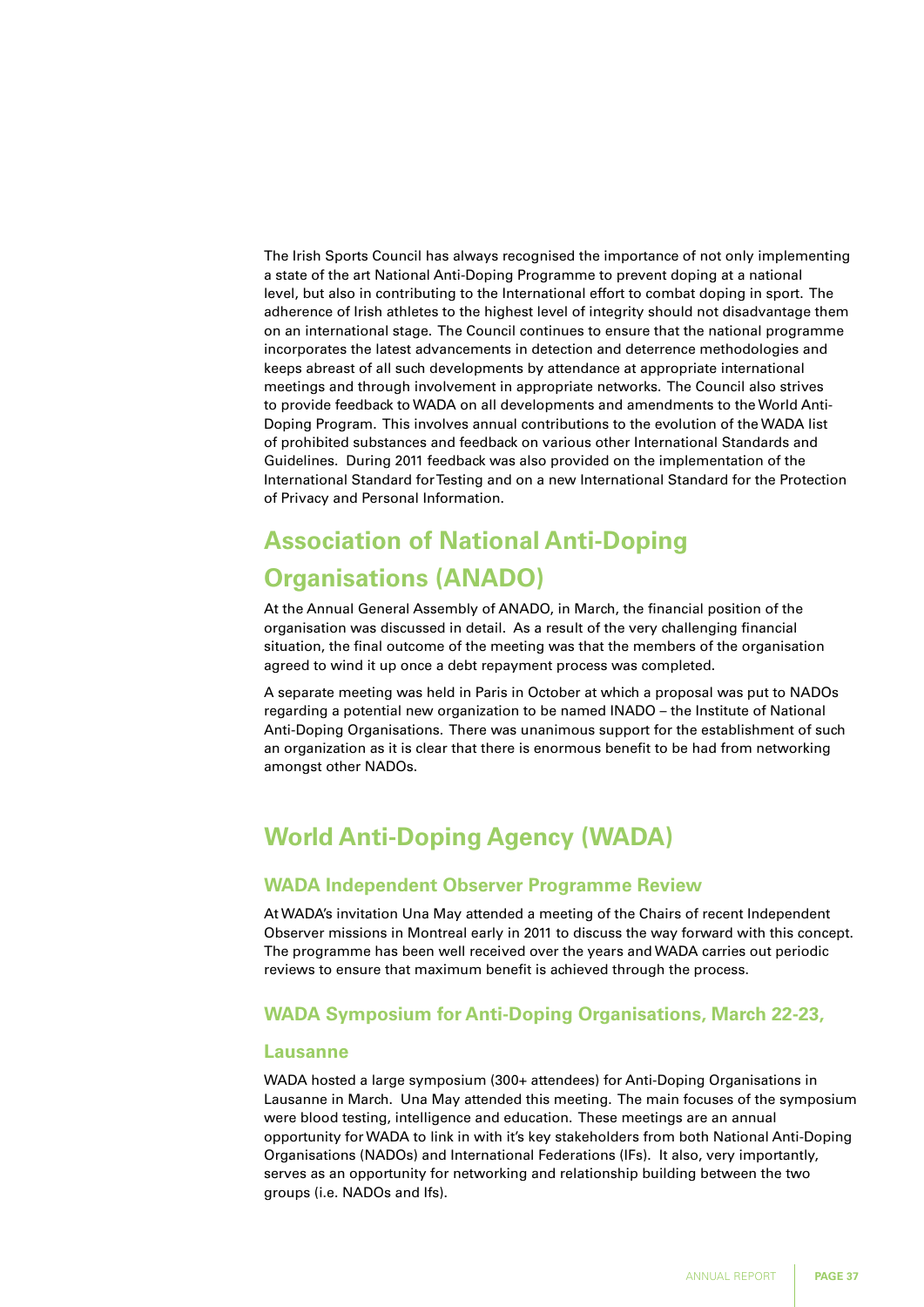The Irish Sports Council has always recognised the importance of not only implementing a state of the art National Anti-Doping Programme to prevent doping at a national level, but also in contributing to the International effort to combat doping in sport. The adherence of Irish athletes to the highest level of integrity should not disadvantage them on an international stage. The Council continues to ensure that the national programme incorporates the latest advancements in detection and deterrence methodologies and keeps abreast of all such developments by attendance at appropriate international meetings and through involvement in appropriate networks. The Council also strives to provide feedback to WADA on all developments and amendments to the World Anti-Doping Program. This involves annual contributions to the evolution of the WADA list of prohibited substances and feedback on various other International Standards and Guidelines. During 2011 feedback was also provided on the implementation of the International Standard for Testing and on a new International Standard for the Protection of Privacy and Personal Information.

## Association of National Anti-Doping Organisations (ANADO)

At the Annual General Assembly of ANADO, in March, the financial position of the organisation was discussed in detail. As a result of the very challenging financial situation, the final outcome of the meeting was that the members of the organisation agreed to wind it up once a debt repayment process was completed.

A separate meeting was held in Paris in October at which a proposal was put to NADOs regarding a potential new organization to be named INADO – the Institute of National Anti-Doping Organisations. There was unanimous support for the establishment of such an organization as it is clear that there is enormous benefit to be had from networking amongst other NADOs.

## World Anti-Doping Agency (WADA)

### WADA Independent Observer Programme Review

At WADA's invitation Una May attended a meeting of the Chairs of recent Independent Observer missions in Montreal early in 2011 to discuss the way forward with this concept. The programme has been well received over the years and WADA carries out periodic reviews to ensure that maximum benefit is achieved through the process.

### WADA Symposium for Anti-Doping Organisations, March 22-23, Lausanne

WADA hosted a large symposium (300+ attendees) for Anti-Doping Organisations in Lausanne in March. Una May attended this meeting. The main focuses of the symposium were blood testing, intelligence and education. These meetings are an annual opportunity for WADA to link in with it's key stakeholders from both National Anti-Doping Organisations (NADOs) and International Federations (IFs). It also, very importantly, serves as an opportunity for networking and relationship building between the two groups (i.e. NADOs and Ifs).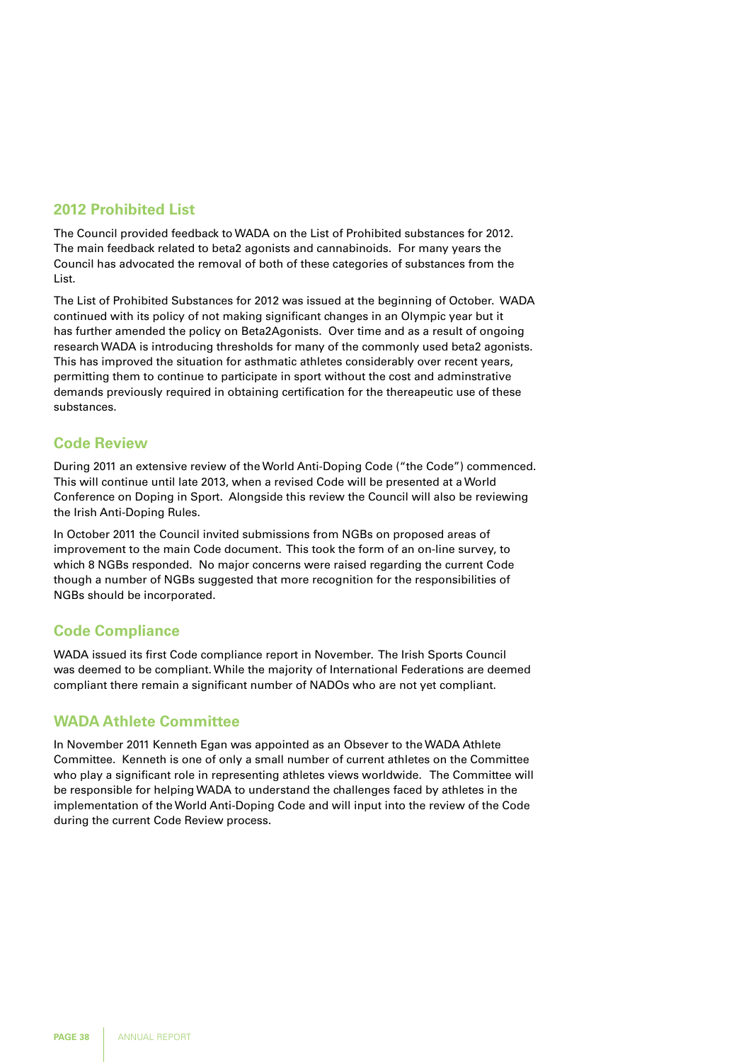## 2012 Prohibited List

The Council provided feedback to WADA on the List of Prohibited substances for 2012. The main feedback related to beta2 agonists and cannabinoids. For many years the Council has advocated the removal of both of these categories of substances from the List.

The List of Prohibited Substances for 2012 was issued at the beginning of October. WADA continued with its policy of not making significant changes in an Olympic year but it has further amended the policy on Beta2Agonists. Over time and as a result of ongoing research WADA is introducing thresholds for many of the commonly used beta2 agonists. This has improved the situation for asthmatic athletes considerably over recent years, permitting them to continue to participate in sport without the cost and adminstrative demands previously required in obtaining certification for the thereapeutic use of these substances.

## Code Review

During 2011 an extensive review of the World Anti-Doping Code ("the Code") commenced. This will continue until late 2013, when a revised Code will be presented at a World Conference on Doping in Sport. Alongside this review the Council will also be reviewing the Irish Anti-Doping Rules.

In October 2011 the Council invited submissions from NGBs on proposed areas of improvement to the main Code document. This took the form of an on-line survey, to which 8 NGBs responded. No major concerns were raised regarding the current Code though a number of NGBs suggested that more recognition for the responsibilities of NGBs should be incorporated.

## Code Compliance

WADA issued its first Code compliance report in November. The Irish Sports Council was deemed to be compliant. While the majority of International Federations are deemed compliant there remain a significant number of NADOs who are not yet compliant.

## WADA Athlete Committee

In November 2011 Kenneth Egan was appointed as an Observer to the WADA Athlete Committee. Kenneth is one of only a small number of current athletes on the Committee who play a significant role in representing athletes views worldwide. The Committee will be responsible for helping WADA to understand the challenges faced by athletes in the implementation of the World Anti-Doping Code and will input into the review of the Code during the current Code Review process.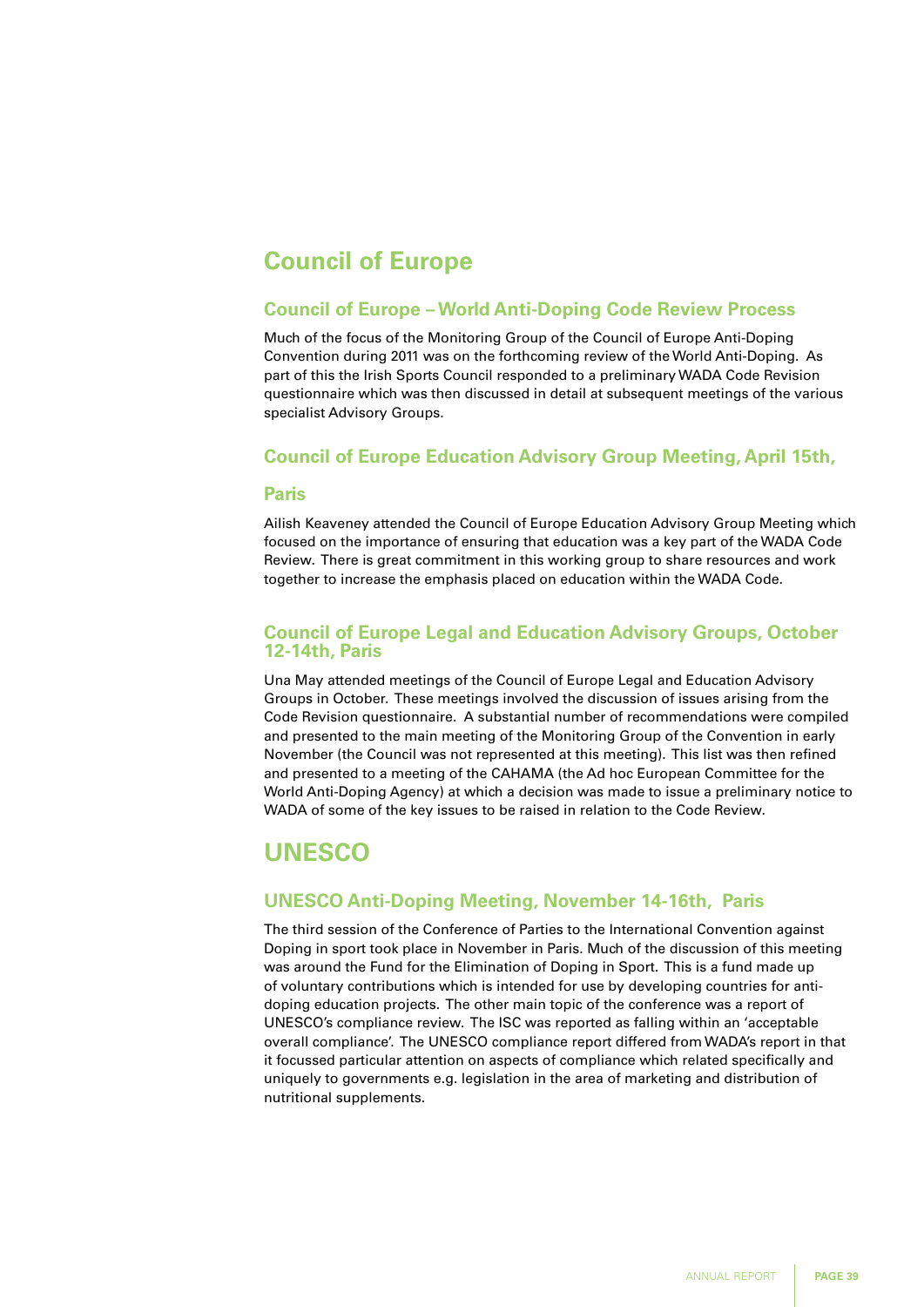# Council of Europe

## Council of Europe – World Anti-Doping Code Review Process

Much of the focus of the Monitoring Group of the Council of Europe Anti-Doping Convention during 2011 was on the forthcoming review of the World Anti-Doping. As part of this the Irish Sports Council responded to a preliminary WADA Code Revision questionnaire which was then discussed in detail at subsequent meetings of the various specialist Advisory Groups.

## Council of Europe Education Advisory Group Meeting, April 15th, Paris

Ailish Keaveney attended the Council of Europe Education Advisory Group Meeting which focused on the importance of ensuring that education was a key part of the WADA Code Review. There is great commitment in this working group to share resources and work together to increase the emphasis placed on education within the WADA Code.

## Council of Europe Legal and Education Advisory Groups, October 12-14th, Paris

Una May attended meetings of the Council of Europe Legal and Education Advisory Groups in October. These meetings involved the discussion of issues arising from the Code Revision questionnaire. A substantial number of recommendations were compiled and presented to the main meeting of the Monitoring Group of the Convention in early November (the Council was not represented at this meeting). This list was then refined and presented to a meeting of the CAHAMA (the Ad hoc European Committee for the World Anti-Doping Agency) at which a decision was made to issue a preliminary notice to WADA of some of the key issues to be raised in relation to the Code Review.

# UNESCO

## UNESCO Anti-Doping Meeting, November 14-16th, Paris

The third session of the Conference of Parties to the International Convention against Doping in sport took place in November in Paris. Much of the discussion of this meeting was around the Fund for the Elimination of Doping in Sport. This is a fund made up of voluntary contributions which is intended for use by developing countries for anti-doping education projects. The other main topic of the conference was a report of UNESCO's compliance review. The ISC was reported as falling within an 'acceptable overall compliance'. The UNESCO compliance report differed from WADA's report in that it focussed particular attention on aspects of compliance which related specifically and uniquely to governments e.g. legislation in the area of marketing and distribution of nutritional supplements.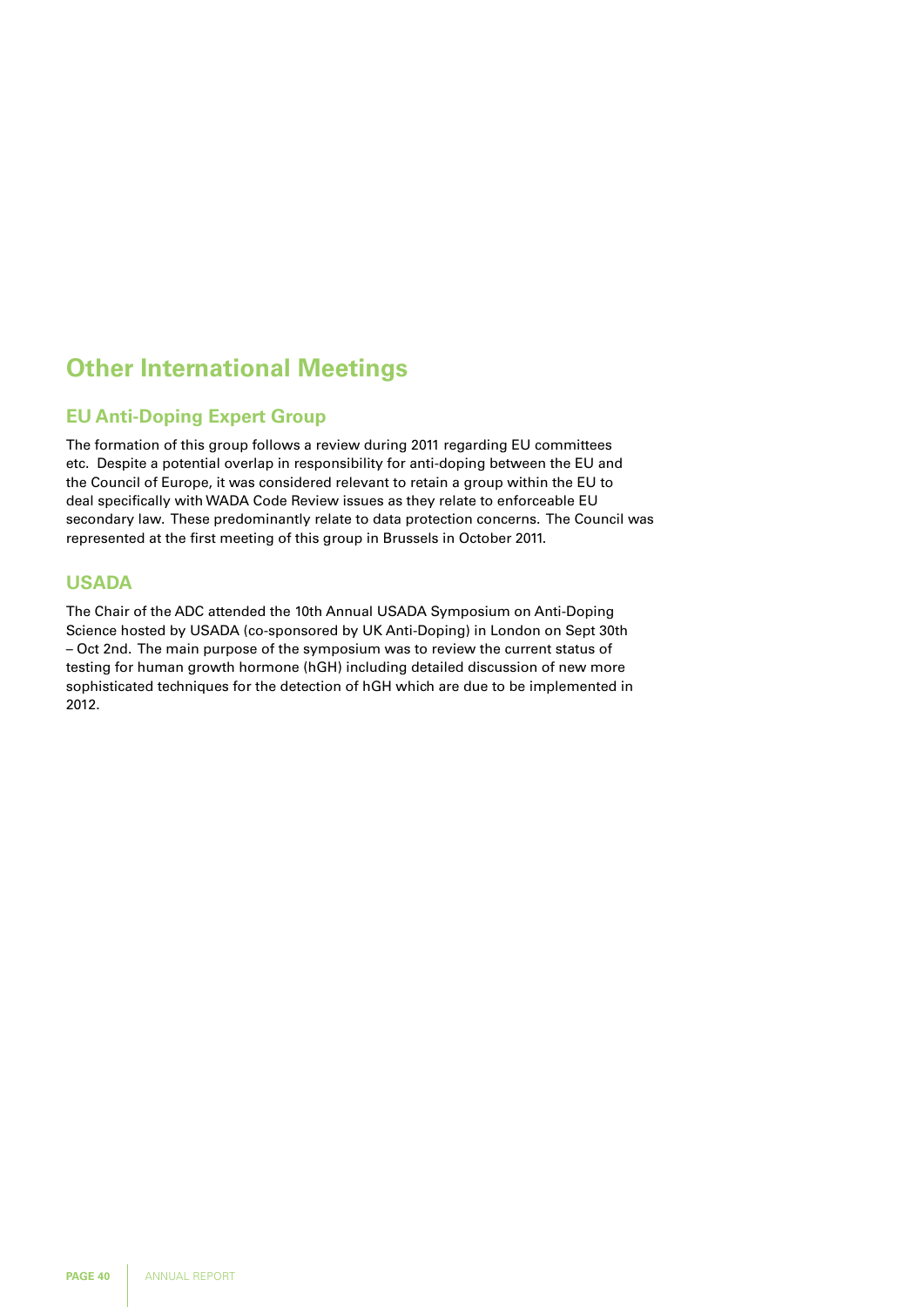# Other International Meetings

## EU Anti-Doping Expert Group

The formation of this group follows a review during 2011 regarding EU committees etc. Despite a potential overlap in responsibility for anti-doping between the EU and the Council of Europe, it was considered relevant to retain a group within the EU to deal specifically with WADA Code Review issues as they relate to enforceable EU secondary law. These predominantly relate to data protection concerns. The Council was represented at the first meeting of this group in Brussels in October 2011.

## USADA

The Chair of the ADC attended the 10th Annual USADA Symposium on Anti-Doping Science hosted by USADA (co-sponsored by UK Anti-Doping) in London on Sept 30th – Oct 2nd. The main purpose of the symposium was to review the current status of testing for human growth hormone (hGH) including detailed discussion of new more sophisticated techniques for the detection of hGH which are due to be implemented in 2012.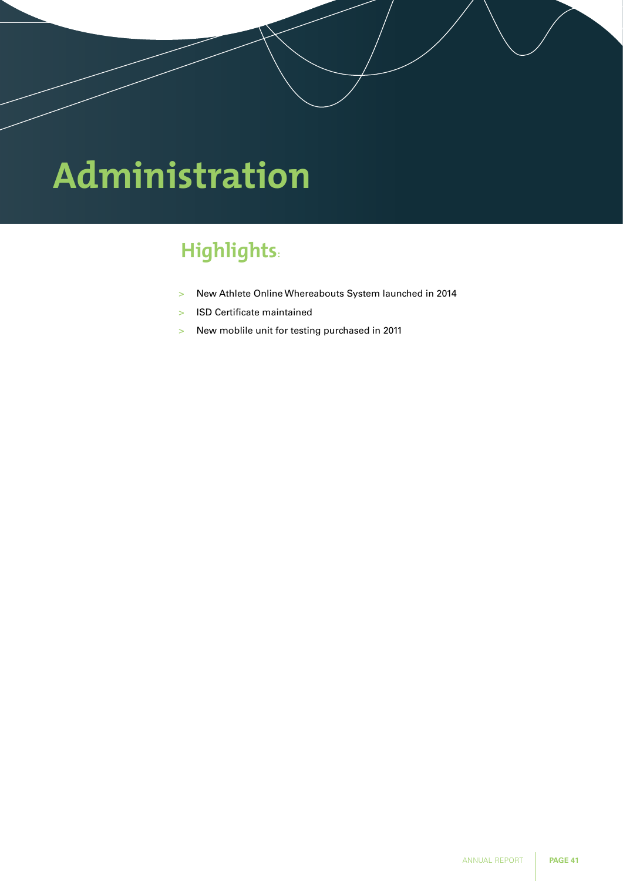# Administration

## Highlights:

- New Athlete Online Whereabouts System launched in 2014
- ISD Certificate maintained
- New moblile unit for testing purchased in 2011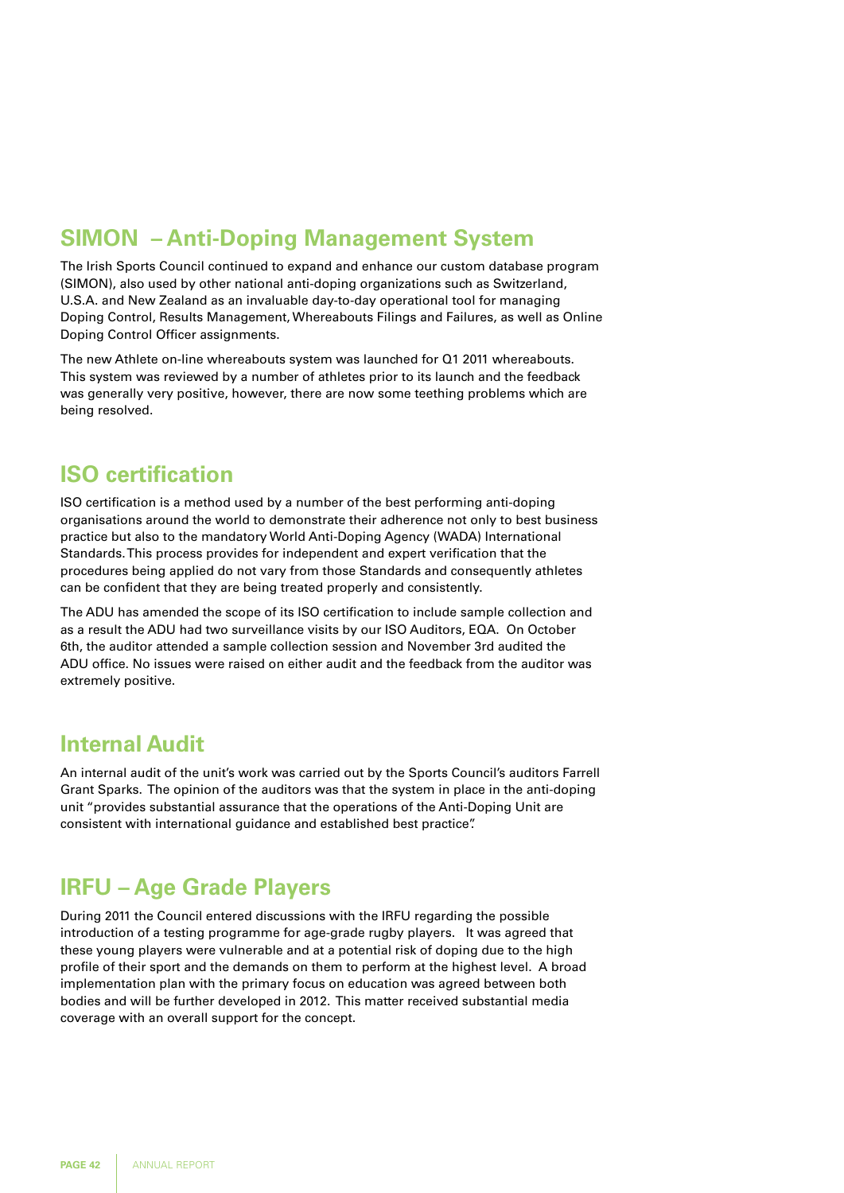## SIMON – Anti-Doping Management System

The Irish Sports Council continued to expand and enhance our custom database program (SIMON), also used by other national anti-doping organizations such as Switzerland, U.S.A. and New Zealand as an invaluable day-to-day operational tool for managing Doping Control, Results Management, Whereabouts Filings and Failures, as well as Online Doping Control Officer assignments.

The new Athlete on-line whereabouts system was launched for Q1 2011 whereabouts. This system was reviewed by a number of athletes prior to its launch and the feedback was generally very positive, however, there are now some teething problems which are being resolved.

## ISO certification

ISO certification is a method used by a number of the best performing anti-doping organisations around the world to demonstrate their adherence not only to best business practice but also to the mandatory World Anti-Doping Agency (WADA) International Standards. This process provides for independent and expert verification that the procedures being applied do not vary from those Standards and consequently athletes can be confident that they are being treated properly and consistently.

The ADU has amended the scope of its ISO certification to include sample collection and as a result the ADU had two surveillance visits by our ISO Auditors, EQA. On October 6th, the auditor attended a sample collection session and November 3rd audited the ADU office. No issues were raised on either audit and the feedback from the auditor was extremely positive.

## Internal Audit

An internal audit of the unit's work was carried out by the Sports Council's auditors Farrell Grant Sparks. The opinion of the auditors was that the system in place in the anti-doping unit "provides substantial assurance that the operations of the Anti-Doping Unit are consistent with international guidance and established best practice".

## IRFU – Age Grade Players

During 2011 the Council entered discussions with the IRFU regarding the possible introduction of a testing programme for age-grade rugby players. It was agreed that these young players were vulnerable and at a potential risk of doping due to the high profile of their sport and the demands on them to perform at the highest level. A broad implementation plan with the primary focus on education was agreed between both bodies and will be further developed in 2012. This matter received substantial media coverage with an overall support for the concept.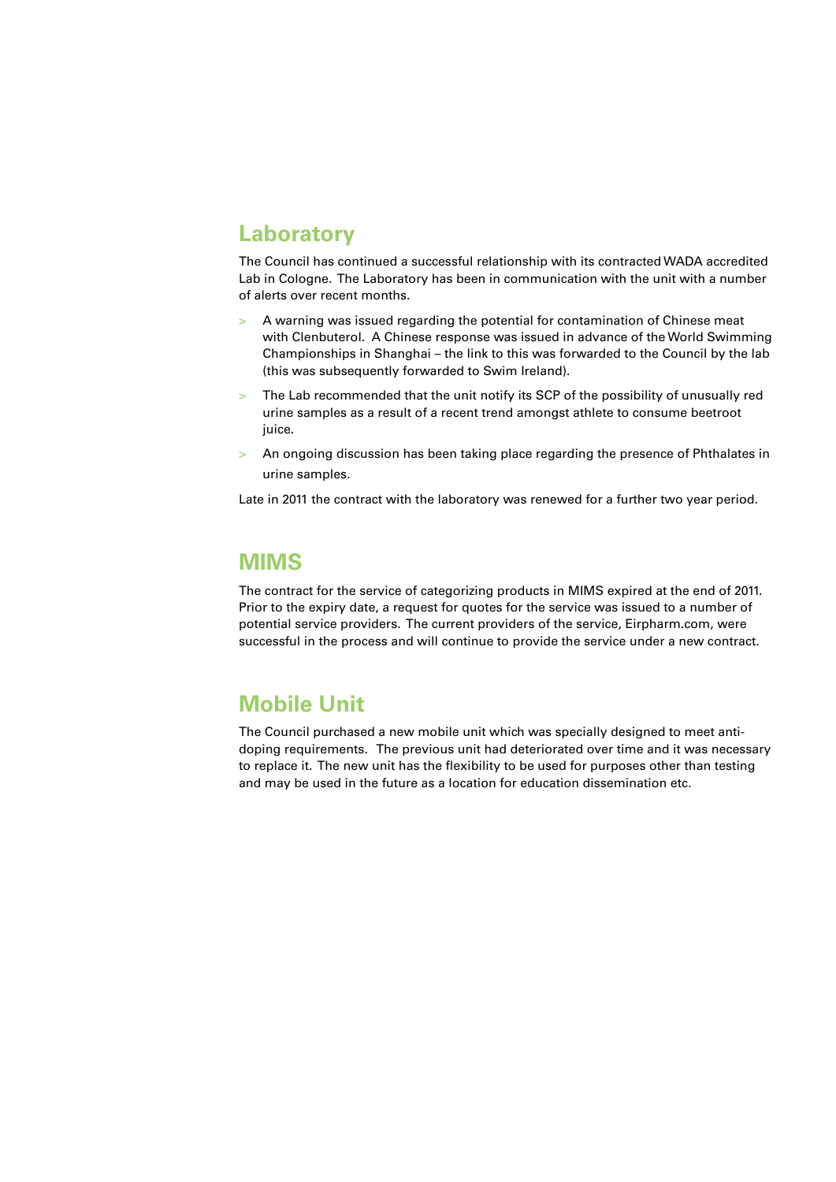## Laboratory

The Council has continued a successful relationship with its contracted WADA accredited Lab in Cologne. The Laboratory has been in communication with the unit with a number of alerts over recent months.

- A warning was issued regarding the potential for contamination of Chinese meat with Clenbuterol. A Chinese response was issued in advance of the World Swimming Championships in Shanghai – the link to this was forwarded to the Council by the lab (this was subsequently forwarded to Swim Ireland).
- The Lab recommended that the unit notify its SCP of the possibility of unusually red urine samples as a result of a recent trend amongst athlete to consume beetroot juice.
- An ongoing discussion has been taking place regarding the presence of Phthalates in urine samples.

Late in 2011 the contract with the laboratory was renewed for a further two year period.

## MIMS

The contract for the service of categorizing products in MIMS expired at the end of 2011. Prior to the expiry date, a request for quotes for the service was issued to a number of potential service providers. The current providers of the service, Eirpharm.com, were successful in the process and will continue to provide the service under a new contract.

## Mobile Unit

The Council purchased a new mobile unit which was specially designed to meet anti-doping requirements. The previous unit had deteriorated over time and it was necessary to replace it. The new unit has the flexibility to be used for purposes other than testing and may be used in the future as a location for education dissemination etc.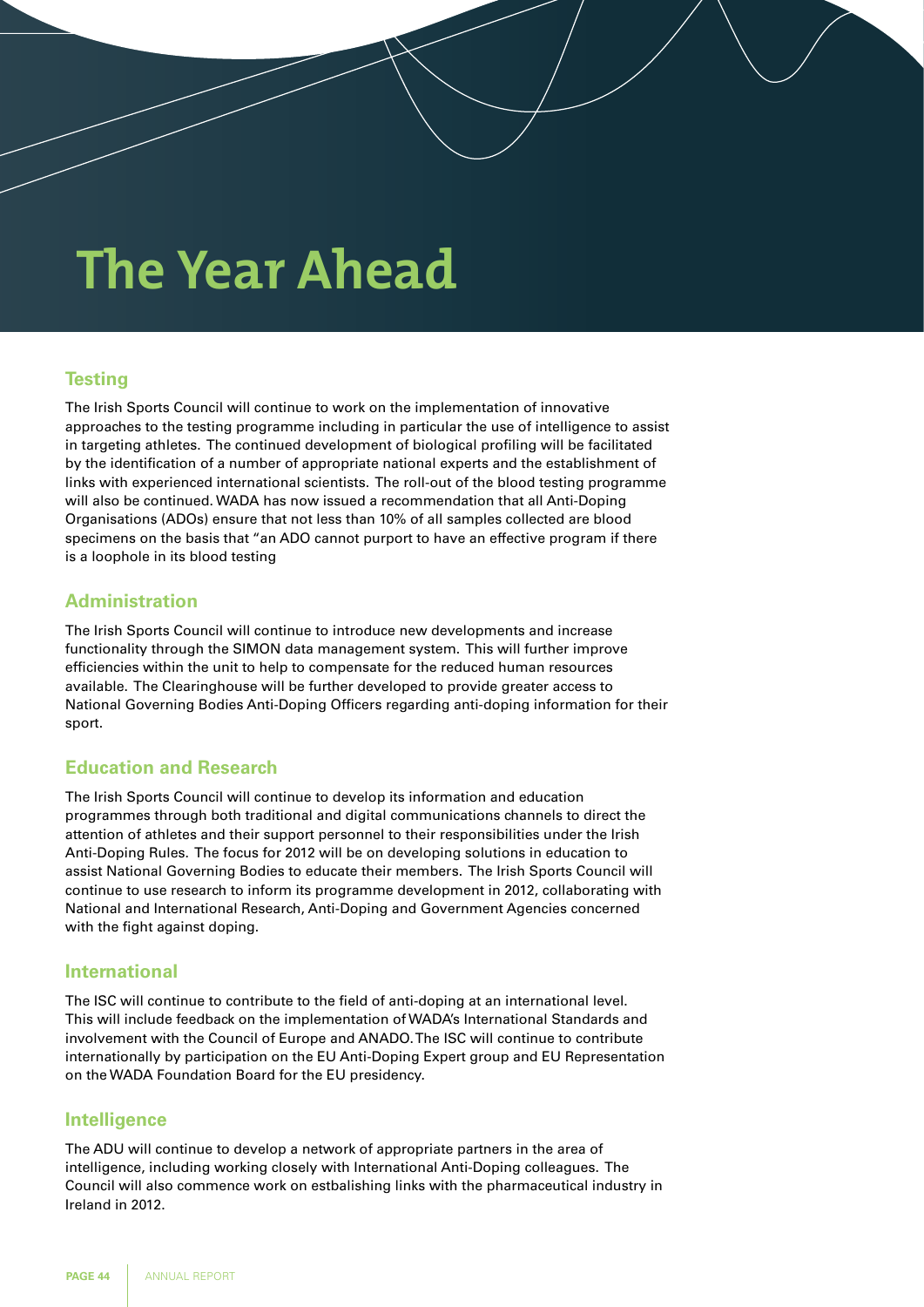# The Year Ahead

## Testing

The Irish Sports Council will continue to work on the implementation of innovative approaches to the testing programme including in particular the use of intelligence to assist in targeting athletes. The continued development of biological profiling will be facilitated by the identification of a number of appropriate national experts and the establishment of links with experienced international scientists. The roll-out of the blood testing programme will also be continued. WADA has now issued a recommendation that all Anti-Doping Organisations (ADOs) ensure that not less than 10% of all samples collected are blood specimens on the basis that "an ADO cannot purport to have an effective program if there is a loophole in its blood testing

## Administration

The Irish Sports Council will continue to introduce new developments and increase functionality through the SIMON data management system. This will further improve efficiencies within the unit to help to compensate for the reduced human resources available. The Clearinghouse will be further developed to provide greater access to National Governing Bodies Anti-Doping Officers regarding anti-doping information for their sport.

## Education and Research

The Irish Sports Council will continue to develop its information and education programmes through both traditional and digital communications channels to direct the attention of athletes and their support personnel to their responsibilities under the Irish Anti-Doping Rules. The focus for 2012 will be on developing solutions in education to assist National Governing Bodies to educate their members. The Irish Sports Council will continue to use research to inform its programme development in 2012, collaborating with National and International Research, Anti-Doping and Government Agencies concerned with the fight against doping.

## International

The ISC will continue to contribute to the field of anti-doping at an international level. This will include feedback on the implementation of WADA's International Standards and involvement with the Council of Europe and ANADO. The ISC will continue to contribute internationally by participation on the EU Anti-Doping Expert group and EU Representation on the WADA Foundation Board for the EU presidency.

## Intelligence

The ADU will continue to develop a network of appropriate partners in the area of intelligence, including working closely with International Anti-Doping colleagues. The Council will also commence work on estbalishing links with the pharmaceutical industry in Ireland in 2012.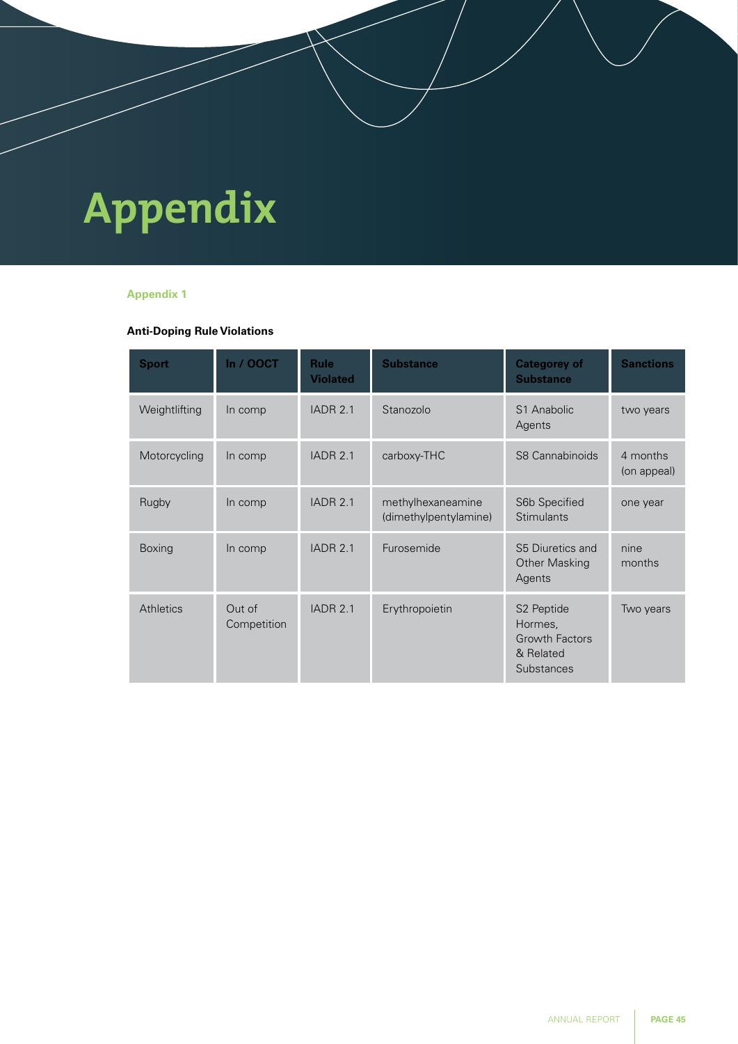# Appendix

### Appendix 1

**Anti-Doping Rule Violations**

| Sport | In / OOCT | Rule Violated | Substance | Categorey of Substance | Sanctions |
|---|---|---|---|---|---|
| Weightlifting | In comp | IADR 2.1 | Stanozolo | S1 Anabolic Agents | two years |
| Motorcycling | In comp | IADR 2.1 | carboxy-THC | S8 Cannabinoids | 4 months (on appeal) |
| Rugby | In comp | IADR 2.1 | methylhexaneamine (dimethylpentylamine) | S6b Specified Stimulants | one year |
| Boxing | In comp | IADR 2.1 | Furosemide | S5 Diuretics and Other Masking Agents | nine months |
| Athletics | Out of Competition | IADR 2.1 | Erythropoietin | S2 Peptide Hormes, Growth Factors & Related Substances | Two years |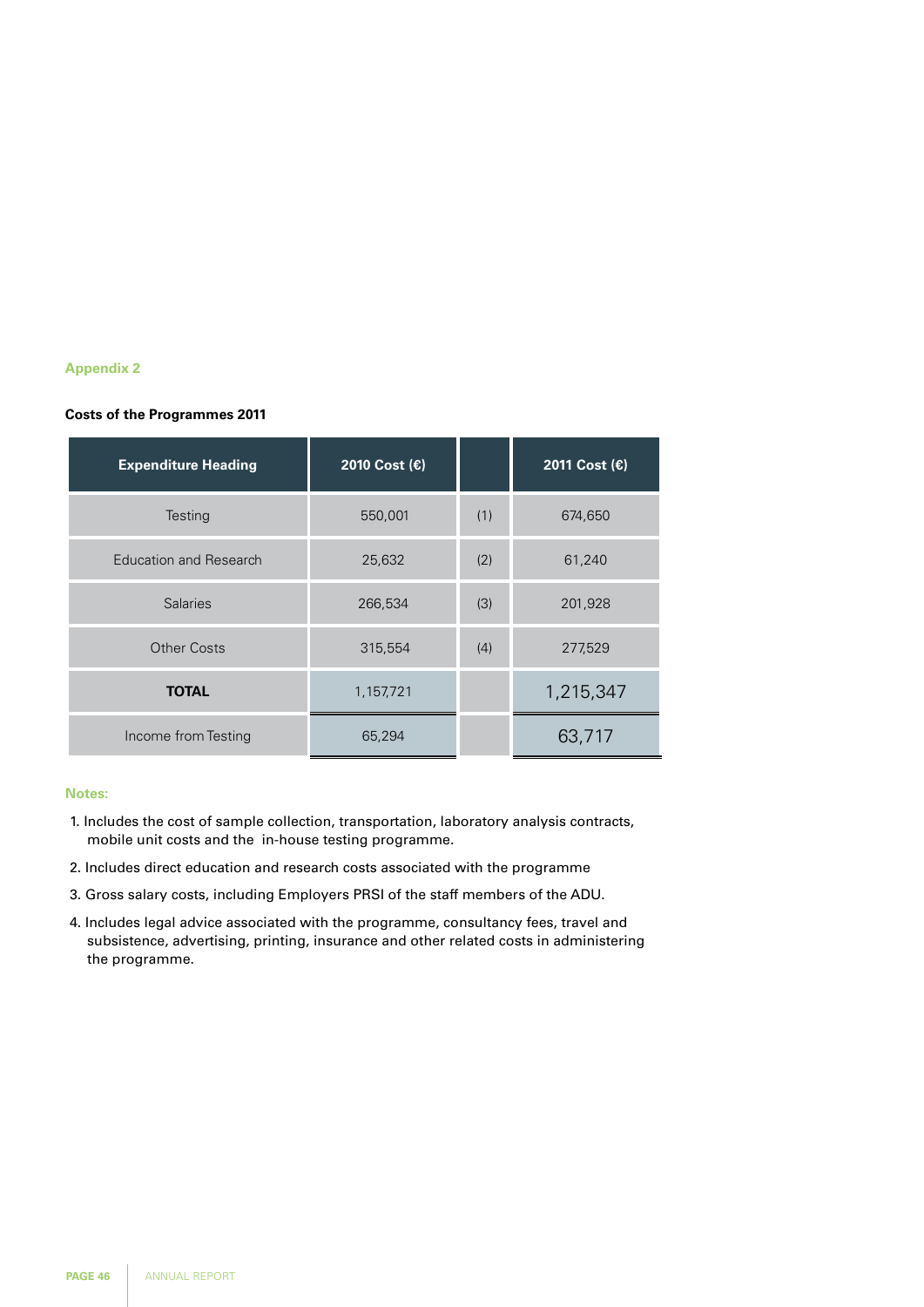## Appendix 2

**Costs of the Programmes 2011**

| Expenditure Heading | 2010 Cost (€) | | 2011 Cost (€) |
|---|---|---|---|
| Testing | 550,001 | (1) | 674,650 |
| Education and Research | 25,632 | (2) | 61,240 |
| Salaries | 266,534 | (3) | 201,928 |
| Other Costs | 315,554 | (4) | 277,529 |
| **TOTAL** | 1,157,721 | | 1,215,347 |
| Income from Testing | 65,294 | | 63,717 |

**Notes:**

1. Includes the cost of sample collection, transportation, laboratory analysis contracts, mobile unit costs and the in-house testing programme.
2. Includes direct education and research costs associated with the programme
3. Gross salary costs, including Employers PRSI of the staff members of the ADU.
4. Includes legal advice associated with the programme, consultancy fees, travel and subsistence, advertising, printing, insurance and other related costs in administering the programme.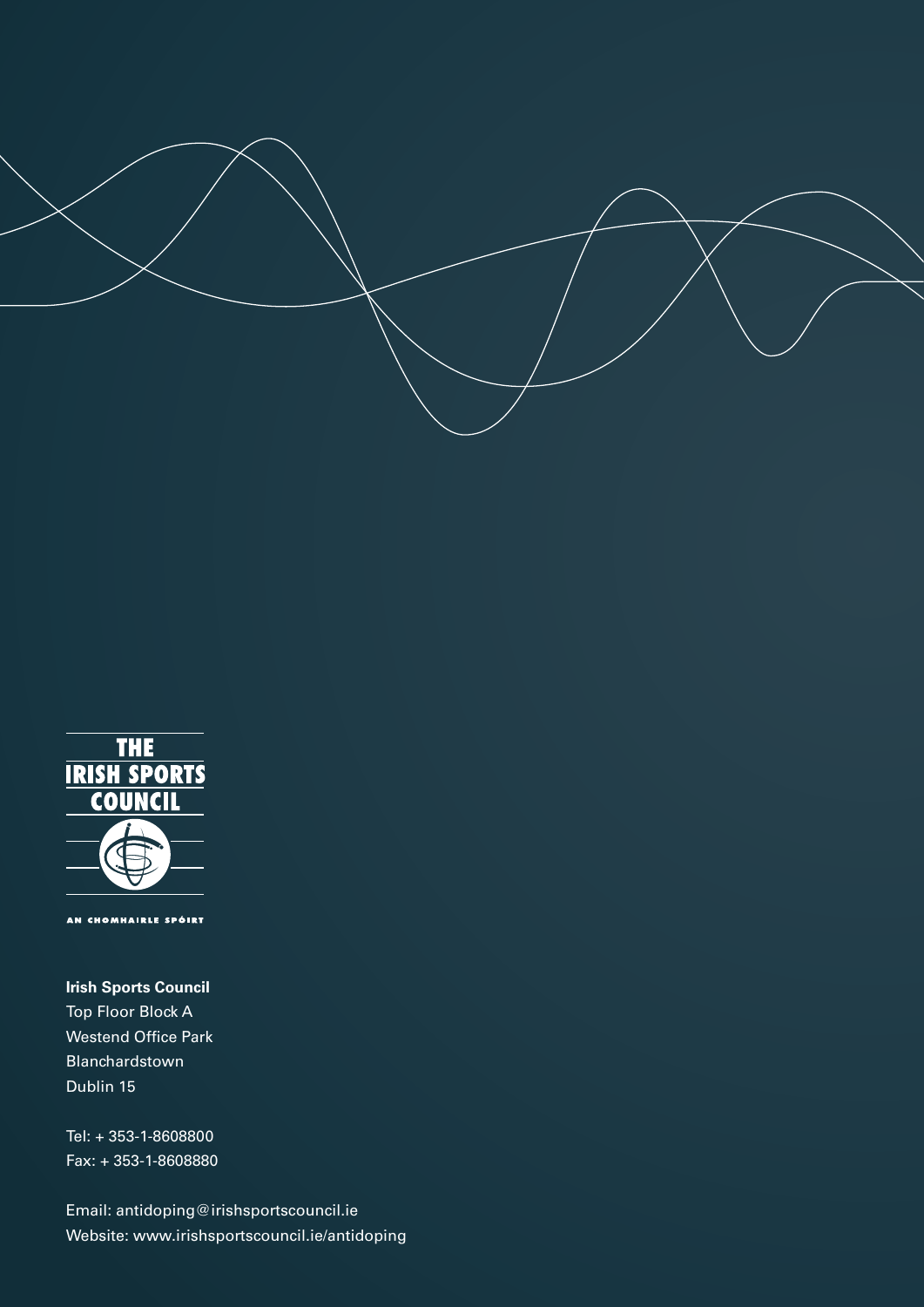THE
IRISH SPORTS
COUNCIL

AN CHOMHAIRLE SPÓIRT

**Irish Sports Council**
Top Floor Block A
Westend Office Park
Blanchardstown
Dublin 15

Tel: + 353-1-8608800
Fax: + 353-1-8608880

Email: antidoping@irishsportscouncil.ie
Website: www.irishsportscouncil.ie/antidoping